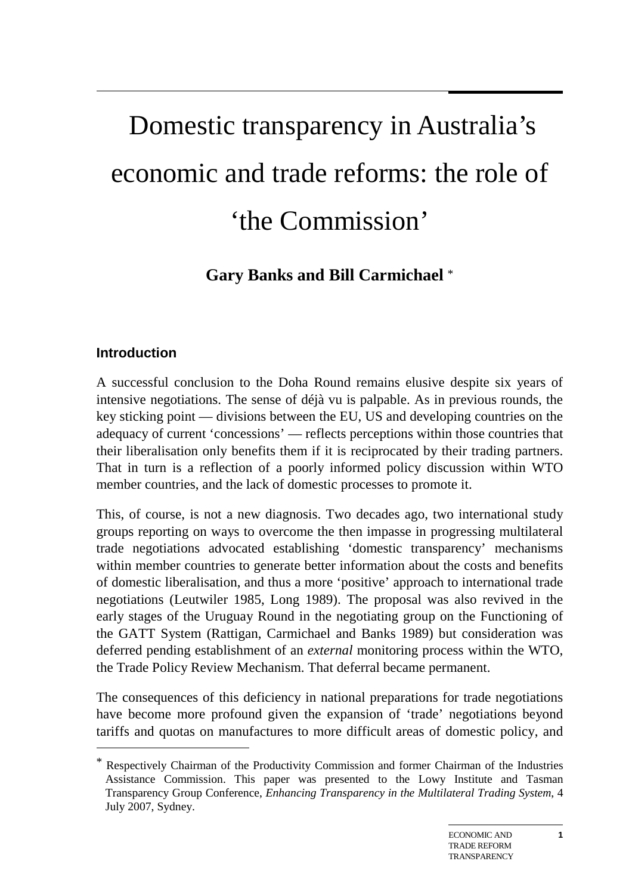# Domestic transparency in Australia's economic and trade reforms: the role of 'the Commission'

**Gary Banks and Bill Carmichael** *

## Introduction

A successful conclusion to the Doha Round remains elusive despite six years of intensive negotiations. The sense of déjà vu is palpable. As in previous rounds, the key sticking point — divisions between the EU, US and developing countries on the adequacy of current 'concessions' — reflects perceptions within those countries that their liberalisation only benefits them if it is reciprocated by their trading partners. That in turn is a reflection of a poorly informed policy discussion within WTO member countries, and the lack of domestic processes to promote it.

This, of course, is not a new diagnosis. Two decades ago, two international study groups reporting on ways to overcome the then impasse in progressing multilateral trade negotiations advocated establishing 'domestic transparency' mechanisms within member countries to generate better information about the costs and benefits of domestic liberalisation, and thus a more 'positive' approach to international trade negotiations (Leutwiler 1985, Long 1989). The proposal was also revived in the early stages of the Uruguay Round in the negotiating group on the Functioning of the GATT System (Rattigan, Carmichael and Banks 1989) but consideration was deferred pending establishment of an *external* monitoring process within the WTO, the Trade Policy Review Mechanism. That deferral became permanent.

The consequences of this deficiency in national preparations for trade negotiations have become more profound given the expansion of 'trade' negotiations beyond tariffs and quotas on manufactures to more difficult areas of domestic policy, and

---

* Respectively Chairman of the Productivity Commission and former Chairman of the Industries Assistance Commission. This paper was presented to the Lowy Institute and Tasman Transparency Group Conference, *Enhancing Transparency in the Multilateral Trading System*, 4 July 2007, Sydney.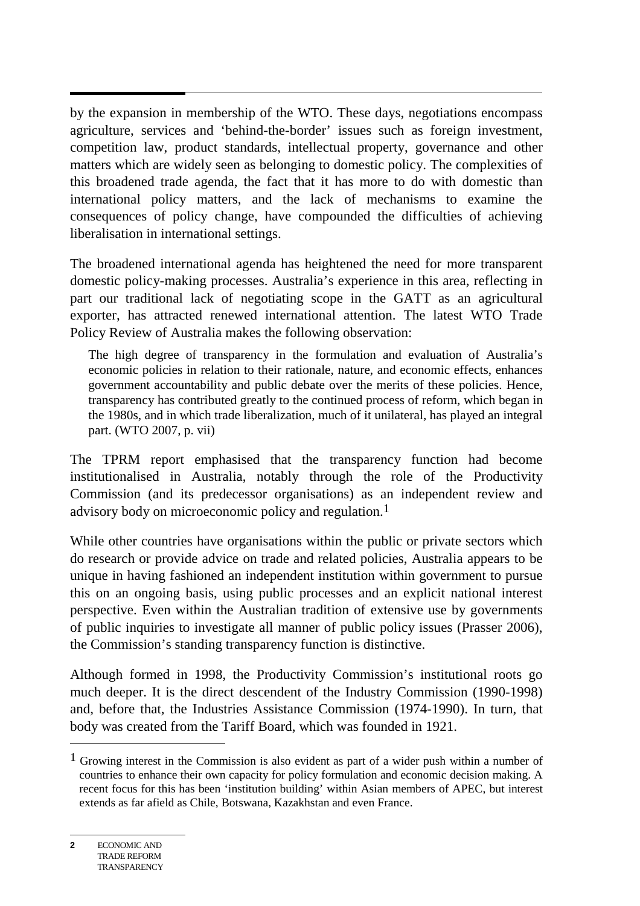by the expansion in membership of the WTO. These days, negotiations encompass agriculture, services and 'behind-the-border' issues such as foreign investment, competition law, product standards, intellectual property, governance and other matters which are widely seen as belonging to domestic policy. The complexities of this broadened trade agenda, the fact that it has more to do with domestic than international policy matters, and the lack of mechanisms to examine the consequences of policy change, have compounded the difficulties of achieving liberalisation in international settings.

The broadened international agenda has heightened the need for more transparent domestic policy-making processes. Australia's experience in this area, reflecting in part our traditional lack of negotiating scope in the GATT as an agricultural exporter, has attracted renewed international attention. The latest WTO Trade Policy Review of Australia makes the following observation:

> The high degree of transparency in the formulation and evaluation of Australia's economic policies in relation to their rationale, nature, and economic effects, enhances government accountability and public debate over the merits of these policies. Hence, transparency has contributed greatly to the continued process of reform, which began in the 1980s, and in which trade liberalization, much of it unilateral, has played an integral part. (WTO 2007, p. vii)

The TPRM report emphasised that the transparency function had become institutionalised in Australia, notably through the role of the Productivity Commission (and its predecessor organisations) as an independent review and advisory body on microeconomic policy and regulation.[1]

While other countries have organisations within the public or private sectors which do research or provide advice on trade and related policies, Australia appears to be unique in having fashioned an independent institution within government to pursue this on an ongoing basis, using public processes and an explicit national interest perspective. Even within the Australian tradition of extensive use by governments of public inquiries to investigate all manner of public policy issues (Prasser 2006), the Commission's standing transparency function is distinctive.

Although formed in 1998, the Productivity Commission's institutional roots go much deeper. It is the direct descendent of the Industry Commission (1990-1998) and, before that, the Industries Assistance Commission (1974-1990). In turn, that body was created from the Tariff Board, which was founded in 1921.

---

[1] Growing interest in the Commission is also evident as part of a wider push within a number of countries to enhance their own capacity for policy formulation and economic decision making. A recent focus for this has been 'institution building' within Asian members of APEC, but interest extends as far afield as Chile, Botswana, Kazakhstan and even France.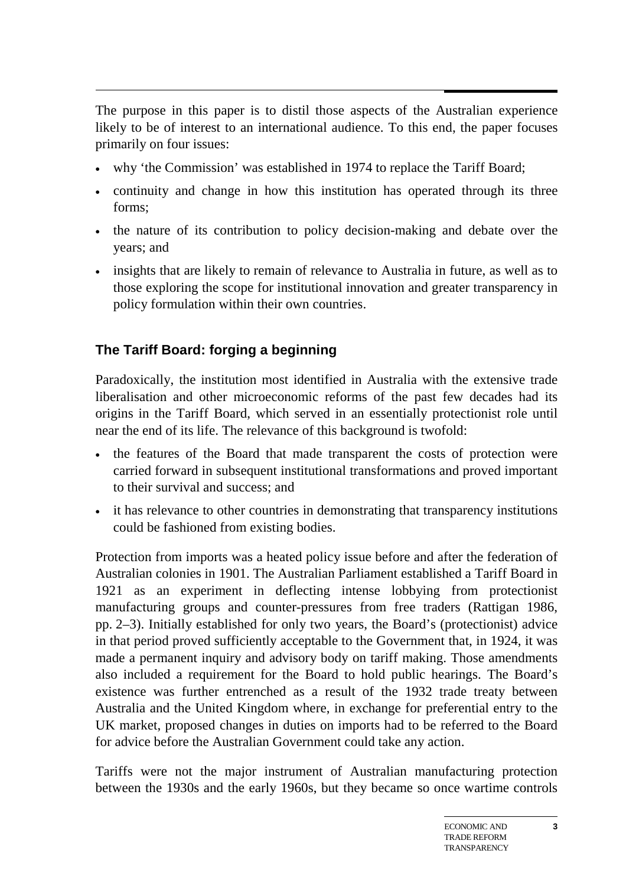The purpose in this paper is to distil those aspects of the Australian experience likely to be of interest to an international audience. To this end, the paper focuses primarily on four issues:

- why 'the Commission' was established in 1974 to replace the Tariff Board;
- continuity and change in how this institution has operated through its three forms;
- the nature of its contribution to policy decision-making and debate over the years; and
- insights that are likely to remain of relevance to Australia in future, as well as to those exploring the scope for institutional innovation and greater transparency in policy formulation within their own countries.

## The Tariff Board: forging a beginning

Paradoxically, the institution most identified in Australia with the extensive trade liberalisation and other microeconomic reforms of the past few decades had its origins in the Tariff Board, which served in an essentially protectionist role until near the end of its life. The relevance of this background is twofold:

- the features of the Board that made transparent the costs of protection were carried forward in subsequent institutional transformations and proved important to their survival and success; and
- it has relevance to other countries in demonstrating that transparency institutions could be fashioned from existing bodies.

Protection from imports was a heated policy issue before and after the federation of Australian colonies in 1901. The Australian Parliament established a Tariff Board in 1921 as an experiment in deflecting intense lobbying from protectionist manufacturing groups and counter-pressures from free traders (Rattigan 1986, pp. 2–3). Initially established for only two years, the Board's (protectionist) advice in that period proved sufficiently acceptable to the Government that, in 1924, it was made a permanent inquiry and advisory body on tariff making. Those amendments also included a requirement for the Board to hold public hearings. The Board's existence was further entrenched as a result of the 1932 trade treaty between Australia and the United Kingdom where, in exchange for preferential entry to the UK market, proposed changes in duties on imports had to be referred to the Board for advice before the Australian Government could take any action.

Tariffs were not the major instrument of Australian manufacturing protection between the 1930s and the early 1960s, but they became so once wartime controls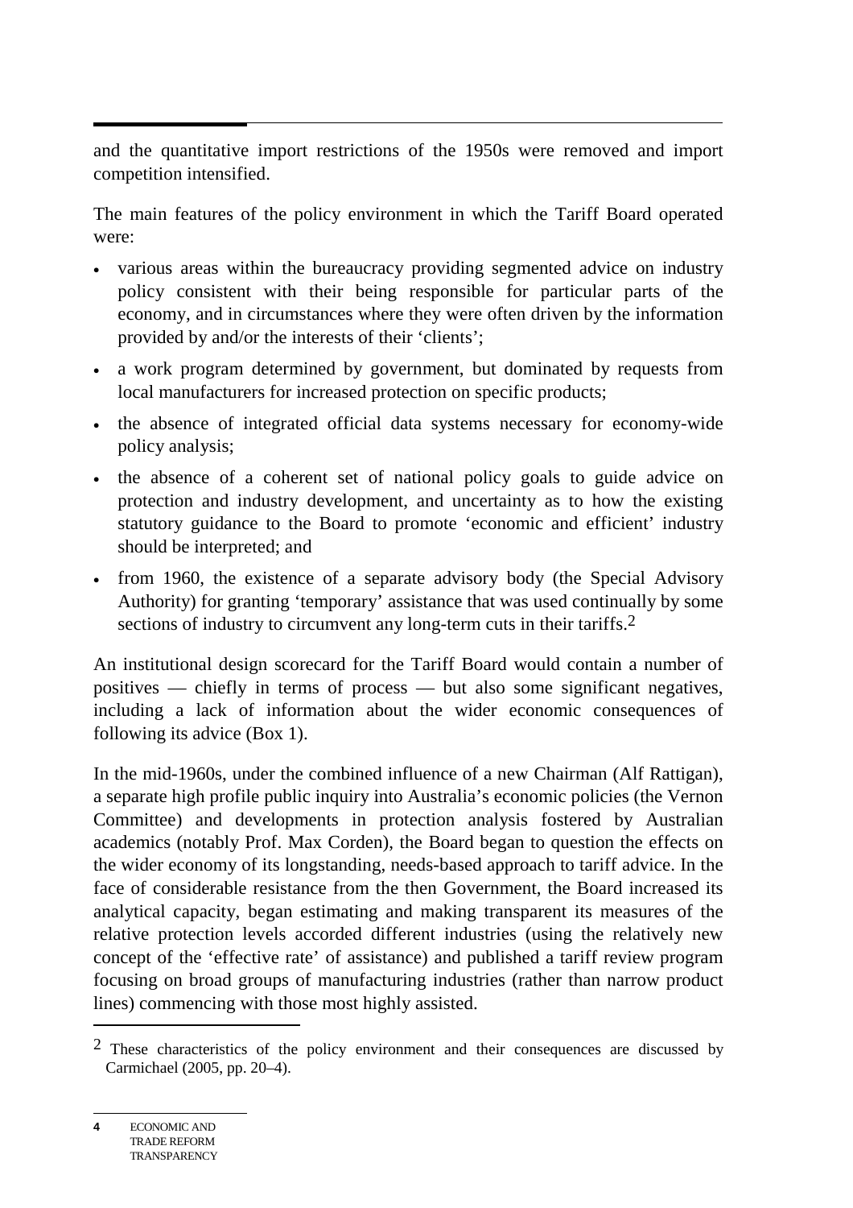and the quantitative import restrictions of the 1950s were removed and import competition intensified.

The main features of the policy environment in which the Tariff Board operated were:

- various areas within the bureaucracy providing segmented advice on industry policy consistent with their being responsible for particular parts of the economy, and in circumstances where they were often driven by the information provided by and/or the interests of their 'clients';
- a work program determined by government, but dominated by requests from local manufacturers for increased protection on specific products;
- the absence of integrated official data systems necessary for economy-wide policy analysis;
- the absence of a coherent set of national policy goals to guide advice on protection and industry development, and uncertainty as to how the existing statutory guidance to the Board to promote 'economic and efficient' industry should be interpreted; and
- from 1960, the existence of a separate advisory body (the Special Advisory Authority) for granting 'temporary' assistance that was used continually by some sections of industry to circumvent any long-term cuts in their tariffs.[2]

An institutional design scorecard for the Tariff Board would contain a number of positives — chiefly in terms of process — but also some significant negatives, including a lack of information about the wider economic consequences of following its advice (Box 1).

In the mid-1960s, under the combined influence of a new Chairman (Alf Rattigan), a separate high profile public inquiry into Australia's economic policies (the Vernon Committee) and developments in protection analysis fostered by Australian academics (notably Prof. Max Corden), the Board began to question the effects on the wider economy of its longstanding, needs-based approach to tariff advice. In the face of considerable resistance from the then Government, the Board increased its analytical capacity, began estimating and making transparent its measures of the relative protection levels accorded different industries (using the relatively new concept of the 'effective rate' of assistance) and published a tariff review program focusing on broad groups of manufacturing industries (rather than narrow product lines) commencing with those most highly assisted.

---

[2] These characteristics of the policy environment and their consequences are discussed by Carmichael (2005, pp. 20–4).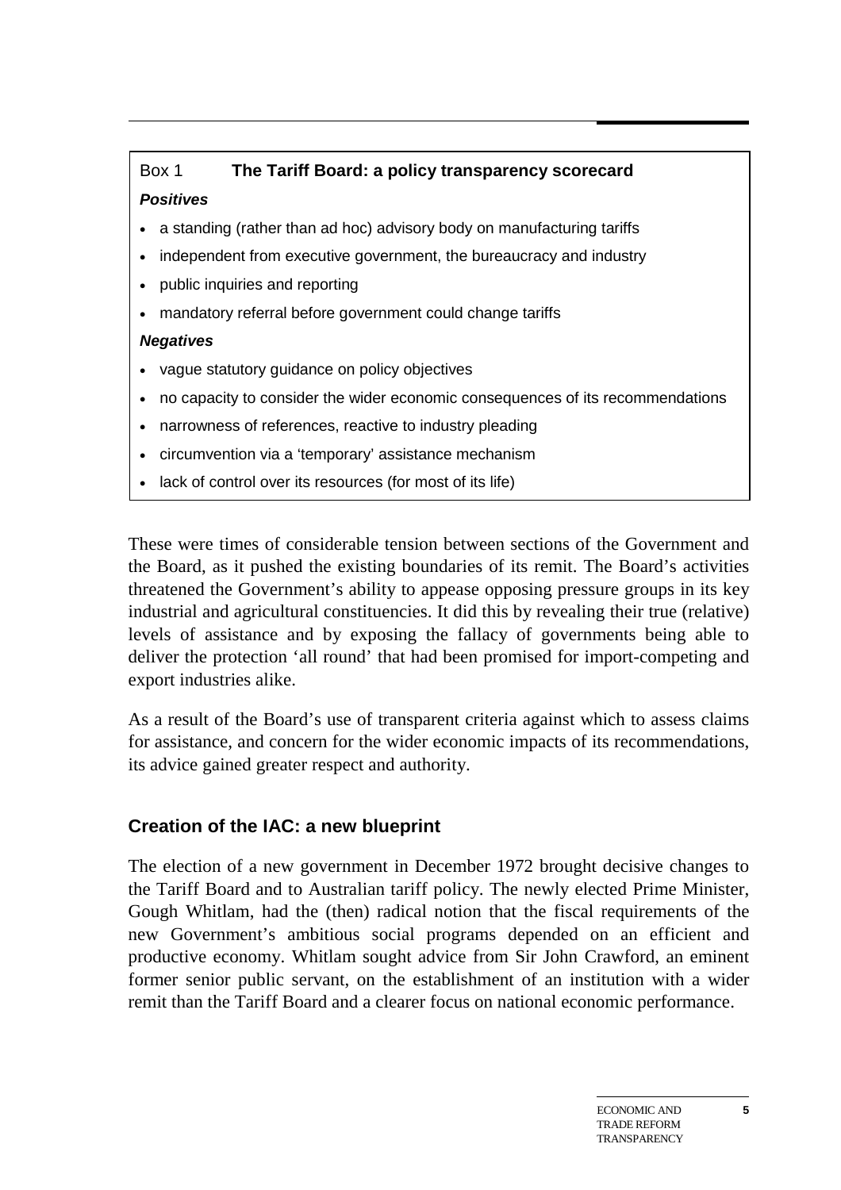Box 1 **The Tariff Board: a policy transparency scorecard**

***Positives***

- a standing (rather than ad hoc) advisory body on manufacturing tariffs
- independent from executive government, the bureaucracy and industry
- public inquiries and reporting
- mandatory referral before government could change tariffs

***Negatives***

- vague statutory guidance on policy objectives
- no capacity to consider the wider economic consequences of its recommendations
- narrowness of references, reactive to industry pleading
- circumvention via a 'temporary' assistance mechanism
- lack of control over its resources (for most of its life)

These were times of considerable tension between sections of the Government and the Board, as it pushed the existing boundaries of its remit. The Board's activities threatened the Government's ability to appease opposing pressure groups in its key industrial and agricultural constituencies. It did this by revealing their true (relative) levels of assistance and by exposing the fallacy of governments being able to deliver the protection 'all round' that had been promised for import-competing and export industries alike.

As a result of the Board's use of transparent criteria against which to assess claims for assistance, and concern for the wider economic impacts of its recommendations, its advice gained greater respect and authority.

### Creation of the IAC: a new blueprint

The election of a new government in December 1972 brought decisive changes to the Tariff Board and to Australian tariff policy. The newly elected Prime Minister, Gough Whitlam, had the (then) radical notion that the fiscal requirements of the new Government's ambitious social programs depended on an efficient and productive economy. Whitlam sought advice from Sir John Crawford, an eminent former senior public servant, on the establishment of an institution with a wider remit than the Tariff Board and a clearer focus on national economic performance.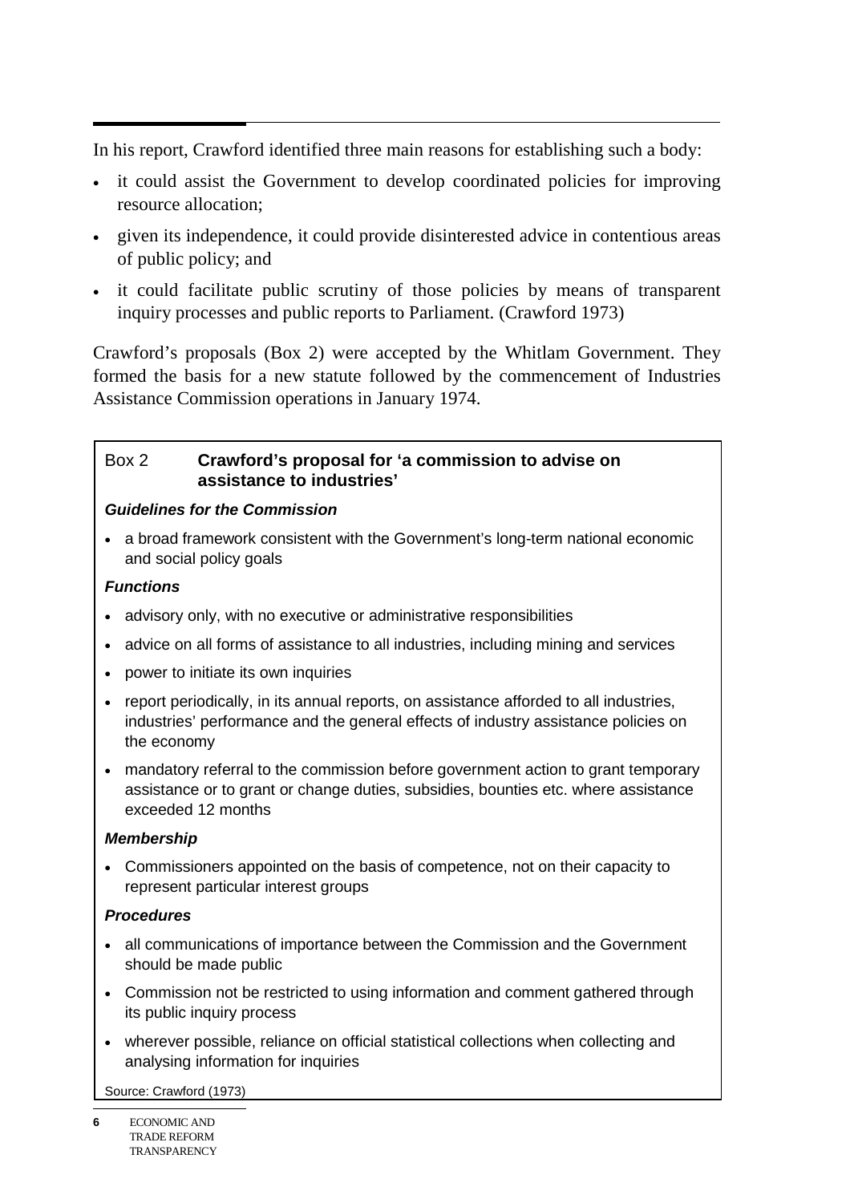In his report, Crawford identified three main reasons for establishing such a body:

- it could assist the Government to develop coordinated policies for improving resource allocation;
- given its independence, it could provide disinterested advice in contentious areas of public policy; and
- it could facilitate public scrutiny of those policies by means of transparent inquiry processes and public reports to Parliament. (Crawford 1973)

Crawford's proposals (Box 2) were accepted by the Whitlam Government. They formed the basis for a new statute followed by the commencement of Industries Assistance Commission operations in January 1974.

**Box 2 Crawford's proposal for 'a commission to advise on assistance to industries'**

***Guidelines for the Commission***

- a broad framework consistent with the Government's long-term national economic and social policy goals

***Functions***

- advisory only, with no executive or administrative responsibilities
- advice on all forms of assistance to all industries, including mining and services
- power to initiate its own inquiries
- report periodically, in its annual reports, on assistance afforded to all industries, industries' performance and the general effects of industry assistance policies on the economy
- mandatory referral to the commission before government action to grant temporary assistance or to grant or change duties, subsidies, bounties etc. where assistance exceeded 12 months

***Membership***

- Commissioners appointed on the basis of competence, not on their capacity to represent particular interest groups

***Procedures***

- all communications of importance between the Commission and the Government should be made public
- Commission not be restricted to using information and comment gathered through its public inquiry process
- wherever possible, reliance on official statistical collections when collecting and analysing information for inquiries

Source: Crawford (1973)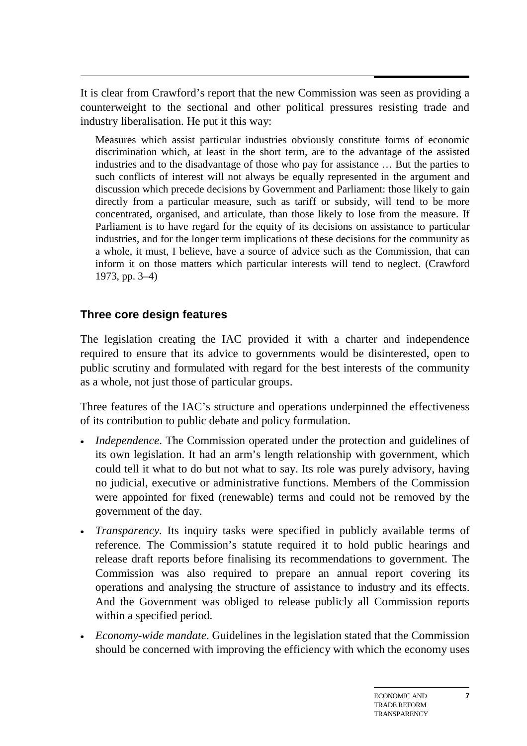It is clear from Crawford's report that the new Commission was seen as providing a counterweight to the sectional and other political pressures resisting trade and industry liberalisation. He put it this way:

> Measures which assist particular industries obviously constitute forms of economic discrimination which, at least in the short term, are to the advantage of the assisted industries and to the disadvantage of those who pay for assistance … But the parties to such conflicts of interest will not always be equally represented in the argument and discussion which precede decisions by Government and Parliament: those likely to gain directly from a particular measure, such as tariff or subsidy, will tend to be more concentrated, organised, and articulate, than those likely to lose from the measure. If Parliament is to have regard for the equity of its decisions on assistance to particular industries, and for the longer term implications of these decisions for the community as a whole, it must, I believe, have a source of advice such as the Commission, that can inform it on those matters which particular interests will tend to neglect. (Crawford 1973, pp. 3–4)

### Three core design features

The legislation creating the IAC provided it with a charter and independence required to ensure that its advice to governments would be disinterested, open to public scrutiny and formulated with regard for the best interests of the community as a whole, not just those of particular groups.

Three features of the IAC's structure and operations underpinned the effectiveness of its contribution to public debate and policy formulation.

- *Independence*. The Commission operated under the protection and guidelines of its own legislation. It had an arm's length relationship with government, which could tell it what to do but not what to say. Its role was purely advisory, having no judicial, executive or administrative functions. Members of the Commission were appointed for fixed (renewable) terms and could not be removed by the government of the day.
- *Transparency.* Its inquiry tasks were specified in publicly available terms of reference. The Commission's statute required it to hold public hearings and release draft reports before finalising its recommendations to government. The Commission was also required to prepare an annual report covering its operations and analysing the structure of assistance to industry and its effects. And the Government was obliged to release publicly all Commission reports within a specified period.
- *Economy-wide mandate*. Guidelines in the legislation stated that the Commission should be concerned with improving the efficiency with which the economy uses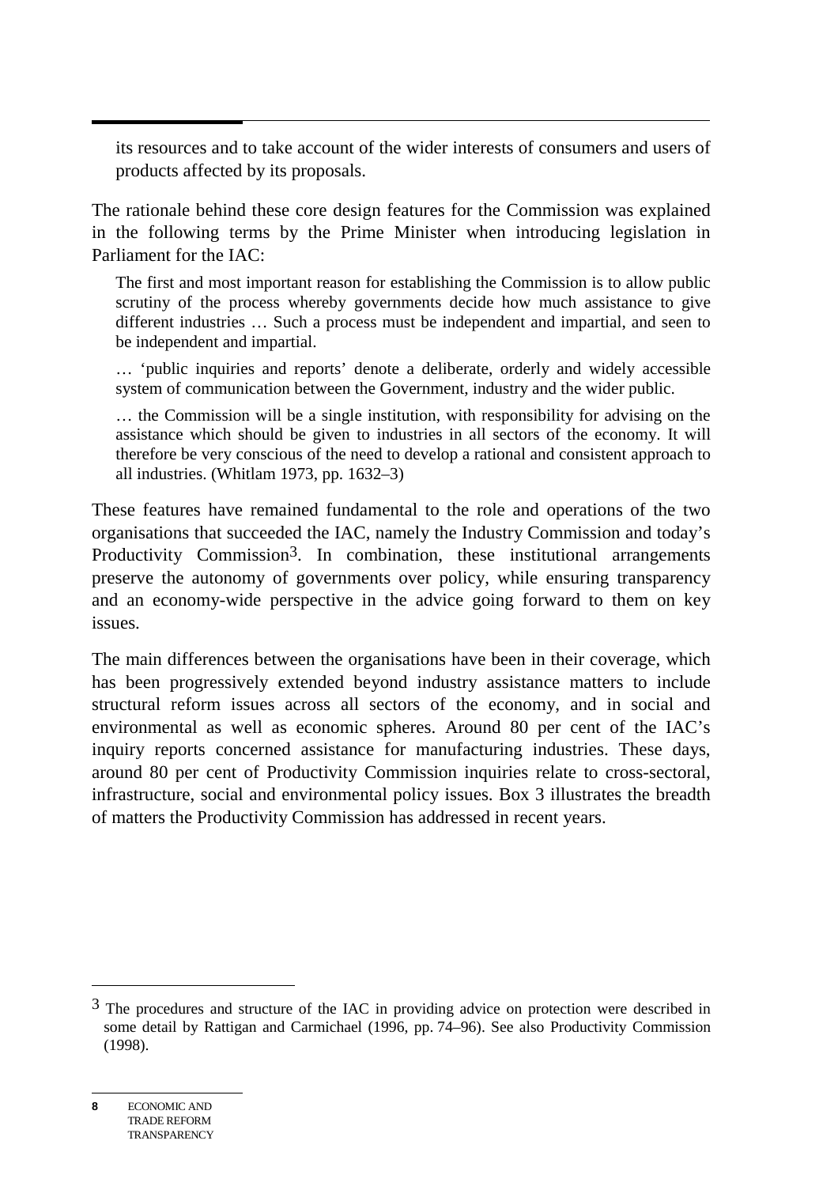its resources and to take account of the wider interests of consumers and users of products affected by its proposals.

The rationale behind these core design features for the Commission was explained in the following terms by the Prime Minister when introducing legislation in Parliament for the IAC:

> The first and most important reason for establishing the Commission is to allow public scrutiny of the process whereby governments decide how much assistance to give different industries … Such a process must be independent and impartial, and seen to be independent and impartial.
>
> … 'public inquiries and reports' denote a deliberate, orderly and widely accessible system of communication between the Government, industry and the wider public.
>
> … the Commission will be a single institution, with responsibility for advising on the assistance which should be given to industries in all sectors of the economy. It will therefore be very conscious of the need to develop a rational and consistent approach to all industries. (Whitlam 1973, pp. 1632–3)

These features have remained fundamental to the role and operations of the two organisations that succeeded the IAC, namely the Industry Commission and today's Productivity Commission[3]. In combination, these institutional arrangements preserve the autonomy of governments over policy, while ensuring transparency and an economy-wide perspective in the advice going forward to them on key issues.

The main differences between the organisations have been in their coverage, which has been progressively extended beyond industry assistance matters to include structural reform issues across all sectors of the economy, and in social and environmental as well as economic spheres. Around 80 per cent of the IAC's inquiry reports concerned assistance for manufacturing industries. These days, around 80 per cent of Productivity Commission inquiries relate to cross-sectoral, infrastructure, social and environmental policy issues. Box 3 illustrates the breadth of matters the Productivity Commission has addressed in recent years.

---

[3] The procedures and structure of the IAC in providing advice on protection were described in some detail by Rattigan and Carmichael (1996, pp. 74–96). See also Productivity Commission (1998).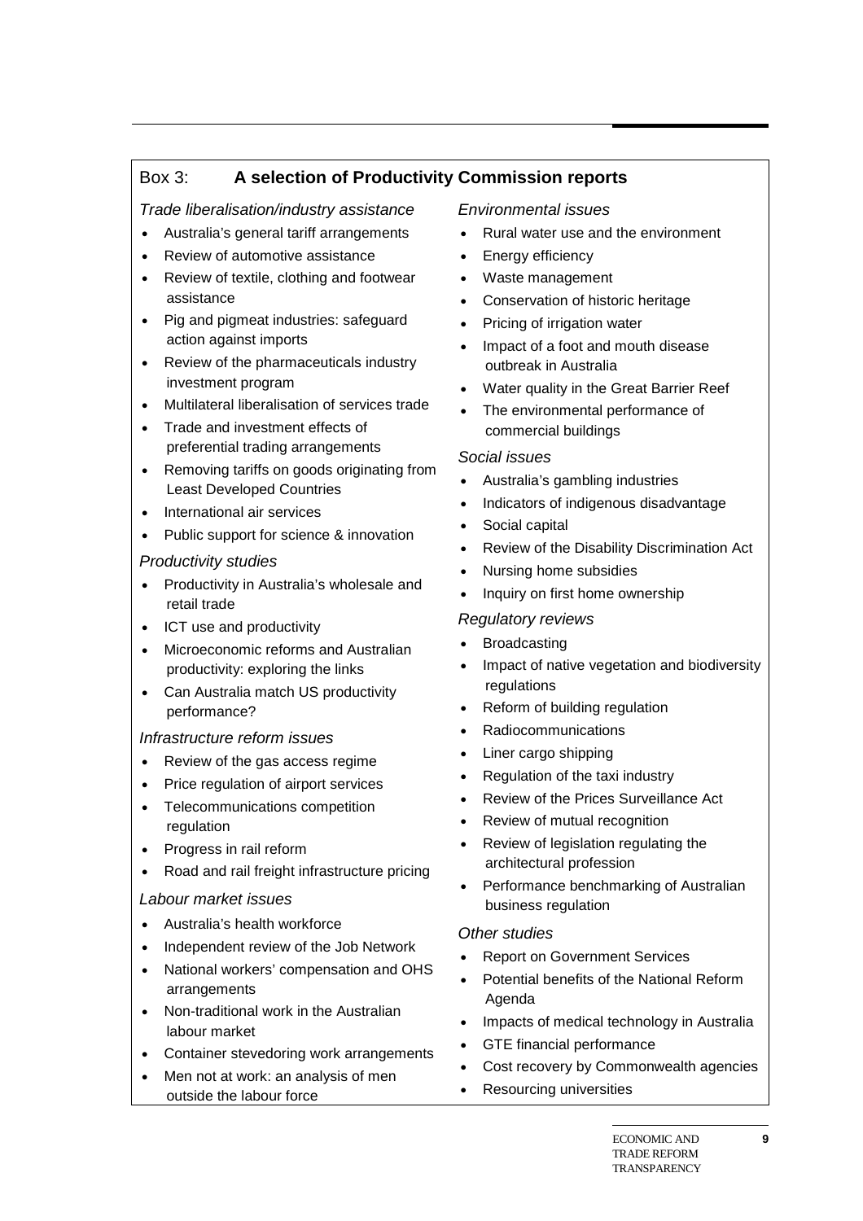## Box 3: A selection of Productivity Commission reports

*Trade liberalisation/industry assistance*

- Australia's general tariff arrangements
- Review of automotive assistance
- Review of textile, clothing and footwear assistance
- Pig and pigmeat industries: safeguard action against imports
- Review of the pharmaceuticals industry investment program
- Multilateral liberalisation of services trade
- Trade and investment effects of preferential trading arrangements
- Removing tariffs on goods originating from Least Developed Countries
- International air services
- Public support for science & innovation

*Productivity studies*

- Productivity in Australia's wholesale and retail trade
- ICT use and productivity
- Microeconomic reforms and Australian productivity: exploring the links
- Can Australia match US productivity performance?

*Infrastructure reform issues*

- Review of the gas access regime
- Price regulation of airport services
- Telecommunications competition regulation
- Progress in rail reform
- Road and rail freight infrastructure pricing

*Labour market issues*

- Australia's health workforce
- Independent review of the Job Network
- National workers' compensation and OHS arrangements
- Non-traditional work in the Australian labour market
- Container stevedoring work arrangements
- Men not at work: an analysis of men outside the labour force

*Environmental issues*

- Rural water use and the environment
- Energy efficiency
- Waste management
- Conservation of historic heritage
- Pricing of irrigation water
- Impact of a foot and mouth disease outbreak in Australia
- Water quality in the Great Barrier Reef
- The environmental performance of commercial buildings

*Social issues*

- Australia's gambling industries
- Indicators of indigenous disadvantage
- Social capital
- Review of the Disability Discrimination Act
- Nursing home subsidies
- Inquiry on first home ownership

*Regulatory reviews*

- Broadcasting
- Impact of native vegetation and biodiversity regulations
- Reform of building regulation
- Radiocommunications
- Liner cargo shipping
- Regulation of the taxi industry
- Review of the Prices Surveillance Act
- Review of mutual recognition
- Review of legislation regulating the architectural profession
- Performance benchmarking of Australian business regulation

*Other studies*

- Report on Government Services
- Potential benefits of the National Reform Agenda
- Impacts of medical technology in Australia
- GTE financial performance
- Cost recovery by Commonwealth agencies
- Resourcing universities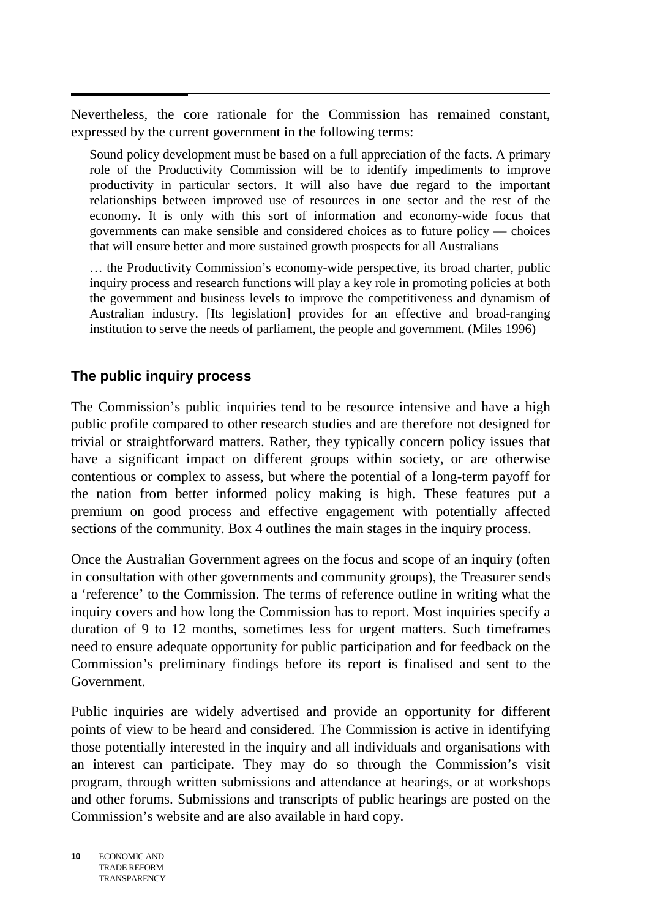Nevertheless, the core rationale for the Commission has remained constant, expressed by the current government in the following terms:

> Sound policy development must be based on a full appreciation of the facts. A primary role of the Productivity Commission will be to identify impediments to improve productivity in particular sectors. It will also have due regard to the important relationships between improved use of resources in one sector and the rest of the economy. It is only with this sort of information and economy-wide focus that governments can make sensible and considered choices as to future policy — choices that will ensure better and more sustained growth prospects for all Australians
>
> … the Productivity Commission's economy-wide perspective, its broad charter, public inquiry process and research functions will play a key role in promoting policies at both the government and business levels to improve the competitiveness and dynamism of Australian industry. [Its legislation] provides for an effective and broad-ranging institution to serve the needs of parliament, the people and government. (Miles 1996)

### The public inquiry process

The Commission's public inquiries tend to be resource intensive and have a high public profile compared to other research studies and are therefore not designed for trivial or straightforward matters. Rather, they typically concern policy issues that have a significant impact on different groups within society, or are otherwise contentious or complex to assess, but where the potential of a long-term payoff for the nation from better informed policy making is high. These features put a premium on good process and effective engagement with potentially affected sections of the community. Box 4 outlines the main stages in the inquiry process.

Once the Australian Government agrees on the focus and scope of an inquiry (often in consultation with other governments and community groups), the Treasurer sends a 'reference' to the Commission. The terms of reference outline in writing what the inquiry covers and how long the Commission has to report. Most inquiries specify a duration of 9 to 12 months, sometimes less for urgent matters. Such timeframes need to ensure adequate opportunity for public participation and for feedback on the Commission's preliminary findings before its report is finalised and sent to the Government.

Public inquiries are widely advertised and provide an opportunity for different points of view to be heard and considered. The Commission is active in identifying those potentially interested in the inquiry and all individuals and organisations with an interest can participate. They may do so through the Commission's visit program, through written submissions and attendance at hearings, or at workshops and other forums. Submissions and transcripts of public hearings are posted on the Commission's website and are also available in hard copy.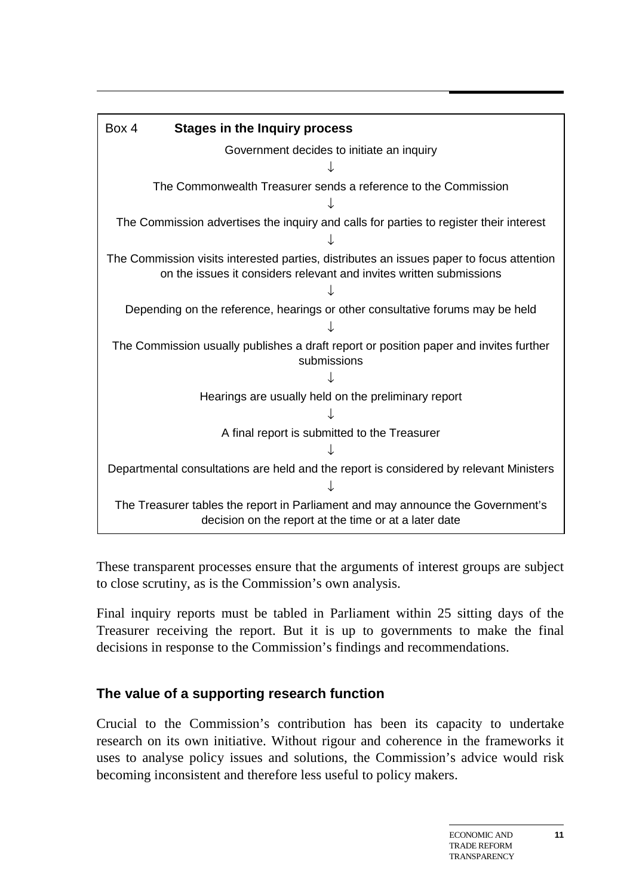**Box 4 Stages in the Inquiry process**

Government decides to initiate an inquiry

↓

The Commonwealth Treasurer sends a reference to the Commission

↓

The Commission advertises the inquiry and calls for parties to register their interest

↓

The Commission visits interested parties, distributes an issues paper to focus attention on the issues it considers relevant and invites written submissions

↓

Depending on the reference, hearings or other consultative forums may be held

↓

The Commission usually publishes a draft report or position paper and invites further submissions

↓

Hearings are usually held on the preliminary report

↓

A final report is submitted to the Treasurer

↓

Departmental consultations are held and the report is considered by relevant Ministers

↓

The Treasurer tables the report in Parliament and may announce the Government's decision on the report at the time or at a later date

These transparent processes ensure that the arguments of interest groups are subject to close scrutiny, as is the Commission's own analysis.

Final inquiry reports must be tabled in Parliament within 25 sitting days of the Treasurer receiving the report. But it is up to governments to make the final decisions in response to the Commission's findings and recommendations.

## The value of a supporting research function

Crucial to the Commission's contribution has been its capacity to undertake research on its own initiative. Without rigour and coherence in the frameworks it uses to analyse policy issues and solutions, the Commission's advice would risk becoming inconsistent and therefore less useful to policy makers.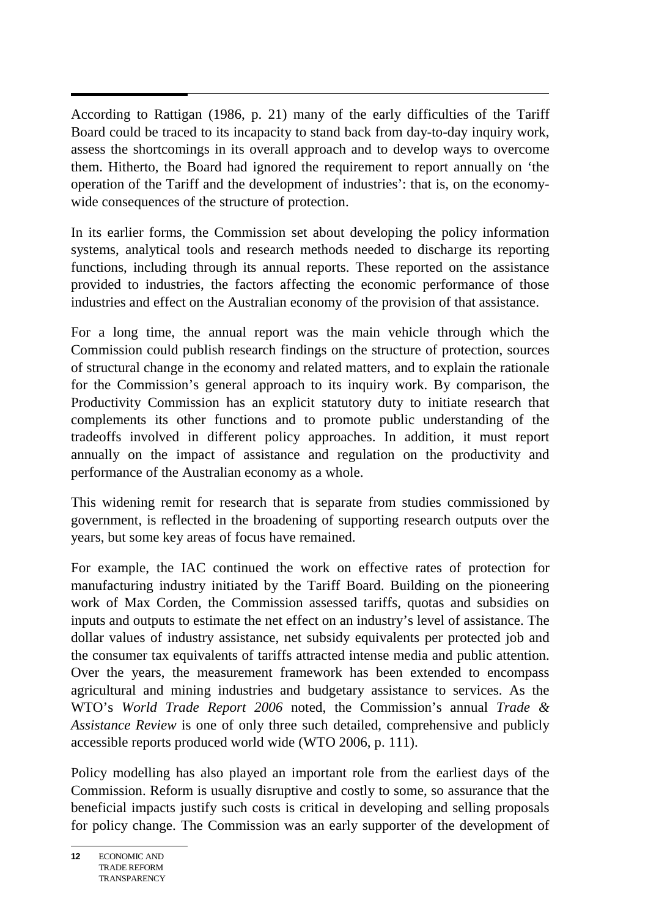According to Rattigan (1986, p. 21) many of the early difficulties of the Tariff Board could be traced to its incapacity to stand back from day-to-day inquiry work, assess the shortcomings in its overall approach and to develop ways to overcome them. Hitherto, the Board had ignored the requirement to report annually on 'the operation of the Tariff and the development of industries': that is, on the economy-wide consequences of the structure of protection.

In its earlier forms, the Commission set about developing the policy information systems, analytical tools and research methods needed to discharge its reporting functions, including through its annual reports. These reported on the assistance provided to industries, the factors affecting the economic performance of those industries and effect on the Australian economy of the provision of that assistance.

For a long time, the annual report was the main vehicle through which the Commission could publish research findings on the structure of protection, sources of structural change in the economy and related matters, and to explain the rationale for the Commission's general approach to its inquiry work. By comparison, the Productivity Commission has an explicit statutory duty to initiate research that complements its other functions and to promote public understanding of the tradeoffs involved in different policy approaches. In addition, it must report annually on the impact of assistance and regulation on the productivity and performance of the Australian economy as a whole.

This widening remit for research that is separate from studies commissioned by government, is reflected in the broadening of supporting research outputs over the years, but some key areas of focus have remained.

For example, the IAC continued the work on effective rates of protection for manufacturing industry initiated by the Tariff Board. Building on the pioneering work of Max Corden, the Commission assessed tariffs, quotas and subsidies on inputs and outputs to estimate the net effect on an industry's level of assistance. The dollar values of industry assistance, net subsidy equivalents per protected job and the consumer tax equivalents of tariffs attracted intense media and public attention. Over the years, the measurement framework has been extended to encompass agricultural and mining industries and budgetary assistance to services. As the WTO's *World Trade Report 2006* noted, the Commission's annual *Trade & Assistance Review* is one of only three such detailed, comprehensive and publicly accessible reports produced world wide (WTO 2006, p. 111).

Policy modelling has also played an important role from the earliest days of the Commission. Reform is usually disruptive and costly to some, so assurance that the beneficial impacts justify such costs is critical in developing and selling proposals for policy change. The Commission was an early supporter of the development of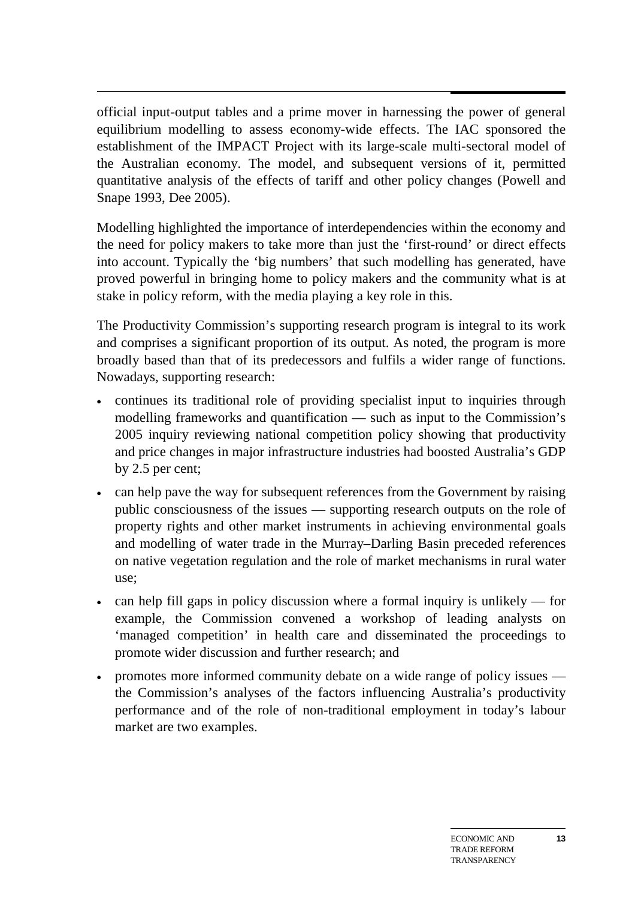official input-output tables and a prime mover in harnessing the power of general equilibrium modelling to assess economy-wide effects. The IAC sponsored the establishment of the IMPACT Project with its large-scale multi-sectoral model of the Australian economy. The model, and subsequent versions of it, permitted quantitative analysis of the effects of tariff and other policy changes (Powell and Snape 1993, Dee 2005).

Modelling highlighted the importance of interdependencies within the economy and the need for policy makers to take more than just the 'first-round' or direct effects into account. Typically the 'big numbers' that such modelling has generated, have proved powerful in bringing home to policy makers and the community what is at stake in policy reform, with the media playing a key role in this.

The Productivity Commission's supporting research program is integral to its work and comprises a significant proportion of its output. As noted, the program is more broadly based than that of its predecessors and fulfils a wider range of functions. Nowadays, supporting research:

- continues its traditional role of providing specialist input to inquiries through modelling frameworks and quantification — such as input to the Commission's 2005 inquiry reviewing national competition policy showing that productivity and price changes in major infrastructure industries had boosted Australia's GDP by 2.5 per cent;
- can help pave the way for subsequent references from the Government by raising public consciousness of the issues — supporting research outputs on the role of property rights and other market instruments in achieving environmental goals and modelling of water trade in the Murray–Darling Basin preceded references on native vegetation regulation and the role of market mechanisms in rural water use;
- can help fill gaps in policy discussion where a formal inquiry is unlikely — for example, the Commission convened a workshop of leading analysts on 'managed competition' in health care and disseminated the proceedings to promote wider discussion and further research; and
- promotes more informed community debate on a wide range of policy issues — the Commission's analyses of the factors influencing Australia's productivity performance and of the role of non-traditional employment in today's labour market are two examples.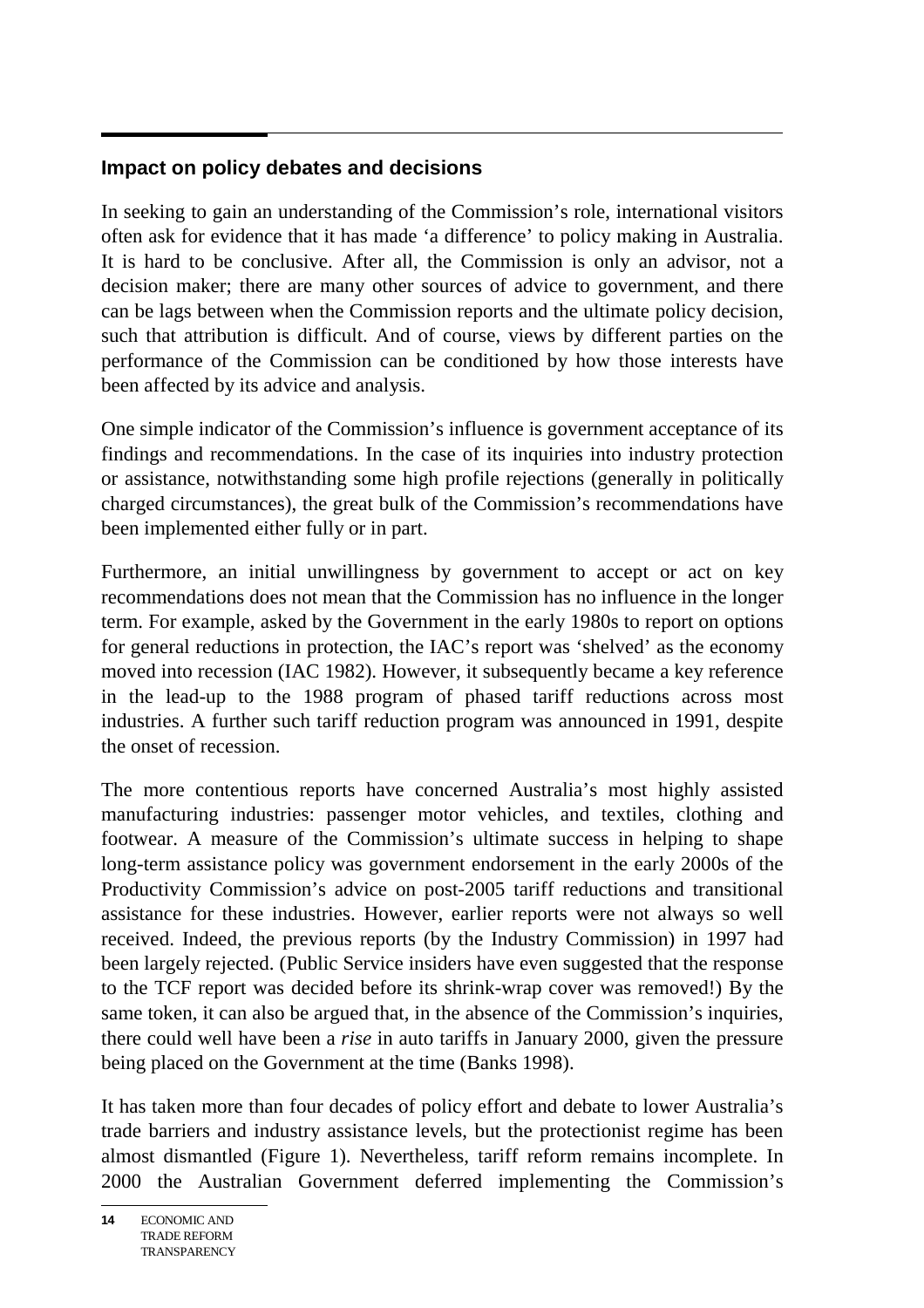## Impact on policy debates and decisions

In seeking to gain an understanding of the Commission's role, international visitors often ask for evidence that it has made 'a difference' to policy making in Australia. It is hard to be conclusive. After all, the Commission is only an advisor, not a decision maker; there are many other sources of advice to government, and there can be lags between when the Commission reports and the ultimate policy decision, such that attribution is difficult. And of course, views by different parties on the performance of the Commission can be conditioned by how those interests have been affected by its advice and analysis.

One simple indicator of the Commission's influence is government acceptance of its findings and recommendations. In the case of its inquiries into industry protection or assistance, notwithstanding some high profile rejections (generally in politically charged circumstances), the great bulk of the Commission's recommendations have been implemented either fully or in part.

Furthermore, an initial unwillingness by government to accept or act on key recommendations does not mean that the Commission has no influence in the longer term. For example, asked by the Government in the early 1980s to report on options for general reductions in protection, the IAC's report was 'shelved' as the economy moved into recession (IAC 1982). However, it subsequently became a key reference in the lead-up to the 1988 program of phased tariff reductions across most industries. A further such tariff reduction program was announced in 1991, despite the onset of recession.

The more contentious reports have concerned Australia's most highly assisted manufacturing industries: passenger motor vehicles, and textiles, clothing and footwear. A measure of the Commission's ultimate success in helping to shape long-term assistance policy was government endorsement in the early 2000s of the Productivity Commission's advice on post-2005 tariff reductions and transitional assistance for these industries. However, earlier reports were not always so well received. Indeed, the previous reports (by the Industry Commission) in 1997 had been largely rejected. (Public Service insiders have even suggested that the response to the TCF report was decided before its shrink-wrap cover was removed!) By the same token, it can also be argued that, in the absence of the Commission's inquiries, there could well have been a *rise* in auto tariffs in January 2000, given the pressure being placed on the Government at the time (Banks 1998).

It has taken more than four decades of policy effort and debate to lower Australia's trade barriers and industry assistance levels, but the protectionist regime has been almost dismantled (Figure 1). Nevertheless, tariff reform remains incomplete. In 2000 the Australian Government deferred implementing the Commission's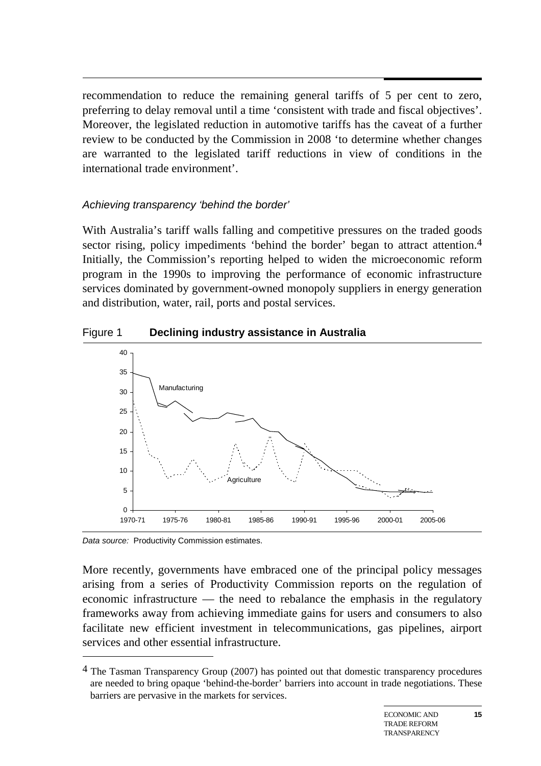recommendation to reduce the remaining general tariffs of 5 per cent to zero, preferring to delay removal until a time 'consistent with trade and fiscal objectives'. Moreover, the legislated reduction in automotive tariffs has the caveat of a further review to be conducted by the Commission in 2008 'to determine whether changes are warranted to the legislated tariff reductions in view of conditions in the international trade environment'.

### *Achieving transparency 'behind the border'*

With Australia's tariff walls falling and competitive pressures on the traded goods sector rising, policy impediments 'behind the border' began to attract attention.[4] Initially, the Commission's reporting helped to widen the microeconomic reform program in the 1990s to improving the performance of economic infrastructure services dominated by government-owned monopoly suppliers in energy generation and distribution, water, rail, ports and postal services.

Figure 1 **Declining industry assistance in Australia**

*Data source:* Productivity Commission estimates.

More recently, governments have embraced one of the principal policy messages arising from a series of Productivity Commission reports on the regulation of economic infrastructure — the need to rebalance the emphasis in the regulatory frameworks away from achieving immediate gains for users and consumers to also facilitate new efficient investment in telecommunications, gas pipelines, airport services and other essential infrastructure.

---

[4] The Tasman Transparency Group (2007) has pointed out that domestic transparency procedures are needed to bring opaque 'behind-the-border' barriers into account in trade negotiations. These barriers are pervasive in the markets for services.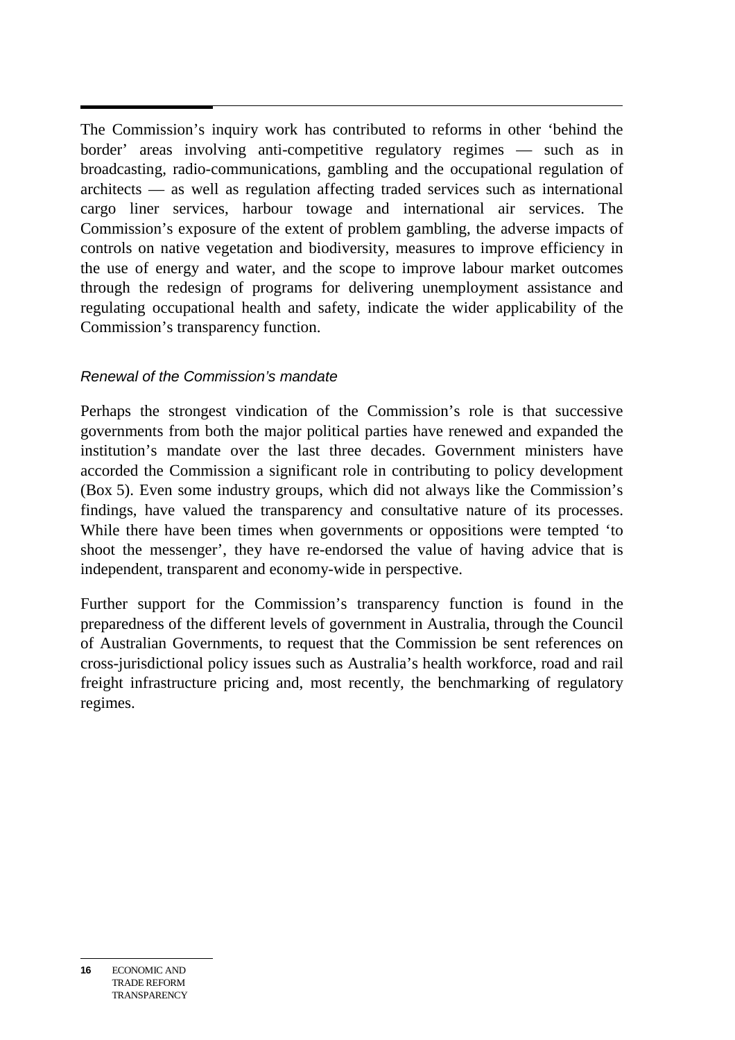The Commission's inquiry work has contributed to reforms in other 'behind the border' areas involving anti-competitive regulatory regimes — such as in broadcasting, radio-communications, gambling and the occupational regulation of architects — as well as regulation affecting traded services such as international cargo liner services, harbour towage and international air services. The Commission's exposure of the extent of problem gambling, the adverse impacts of controls on native vegetation and biodiversity, measures to improve efficiency in the use of energy and water, and the scope to improve labour market outcomes through the redesign of programs for delivering unemployment assistance and regulating occupational health and safety, indicate the wider applicability of the Commission's transparency function.

### *Renewal of the Commission's mandate*

Perhaps the strongest vindication of the Commission's role is that successive governments from both the major political parties have renewed and expanded the institution's mandate over the last three decades. Government ministers have accorded the Commission a significant role in contributing to policy development (Box 5). Even some industry groups, which did not always like the Commission's findings, have valued the transparency and consultative nature of its processes. While there have been times when governments or oppositions were tempted 'to shoot the messenger', they have re-endorsed the value of having advice that is independent, transparent and economy-wide in perspective.

Further support for the Commission's transparency function is found in the preparedness of the different levels of government in Australia, through the Council of Australian Governments, to request that the Commission be sent references on cross-jurisdictional policy issues such as Australia's health workforce, road and rail freight infrastructure pricing and, most recently, the benchmarking of regulatory regimes.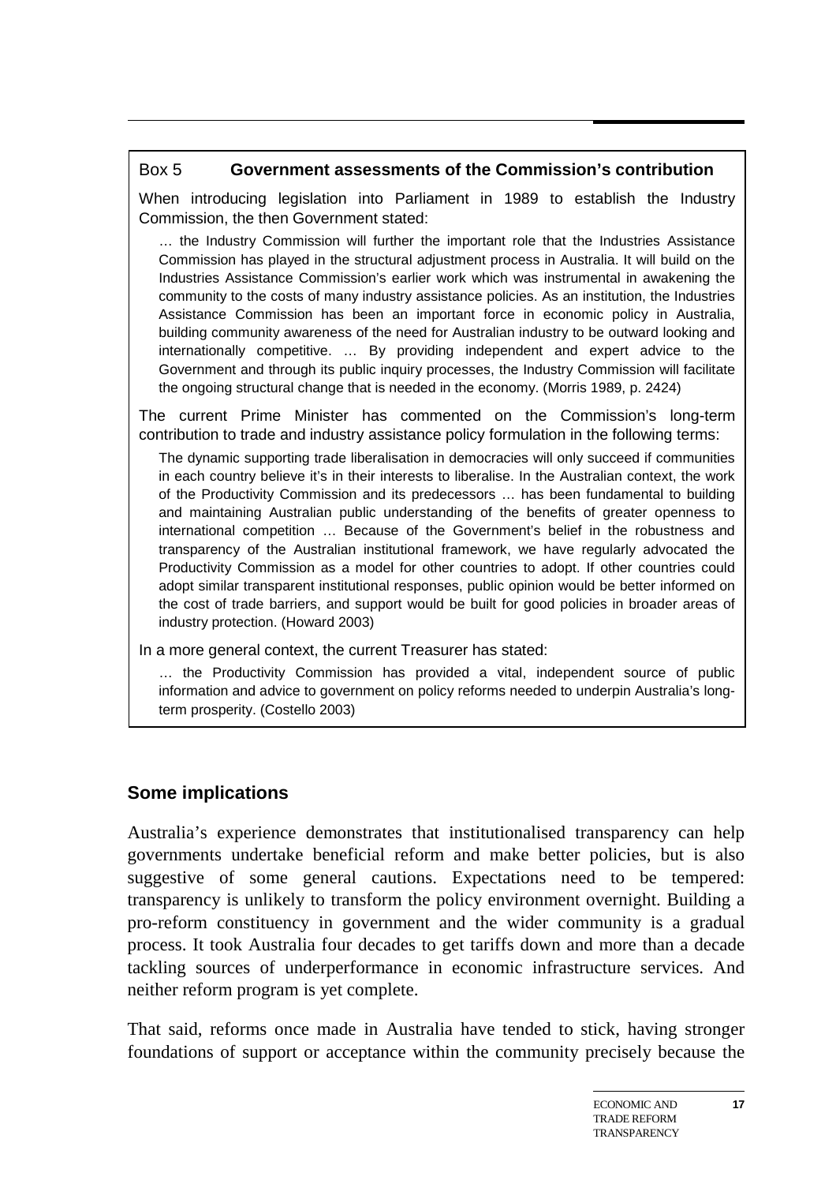**Box 5 Government assessments of the Commission's contribution**

When introducing legislation into Parliament in 1989 to establish the Industry Commission, the then Government stated:

> … the Industry Commission will further the important role that the Industries Assistance Commission has played in the structural adjustment process in Australia. It will build on the Industries Assistance Commission's earlier work which was instrumental in awakening the community to the costs of many industry assistance policies. As an institution, the Industries Assistance Commission has been an important force in economic policy in Australia, building community awareness of the need for Australian industry to be outward looking and internationally competitive. … By providing independent and expert advice to the Government and through its public inquiry processes, the Industry Commission will facilitate the ongoing structural change that is needed in the economy. (Morris 1989, p. 2424)

The current Prime Minister has commented on the Commission's long-term contribution to trade and industry assistance policy formulation in the following terms:

> The dynamic supporting trade liberalisation in democracies will only succeed if communities in each country believe it's in their interests to liberalise. In the Australian context, the work of the Productivity Commission and its predecessors … has been fundamental to building and maintaining Australian public understanding of the benefits of greater openness to international competition … Because of the Government's belief in the robustness and transparency of the Australian institutional framework, we have regularly advocated the Productivity Commission as a model for other countries to adopt. If other countries could adopt similar transparent institutional responses, public opinion would be better informed on the cost of trade barriers, and support would be built for good policies in broader areas of industry protection. (Howard 2003)

In a more general context, the current Treasurer has stated:

> … the Productivity Commission has provided a vital, independent source of public information and advice to government on policy reforms needed to underpin Australia's long-term prosperity. (Costello 2003)

## Some implications

Australia's experience demonstrates that institutionalised transparency can help governments undertake beneficial reform and make better policies, but is also suggestive of some general cautions. Expectations need to be tempered: transparency is unlikely to transform the policy environment overnight. Building a pro-reform constituency in government and the wider community is a gradual process. It took Australia four decades to get tariffs down and more than a decade tackling sources of underperformance in economic infrastructure services. And neither reform program is yet complete.

That said, reforms once made in Australia have tended to stick, having stronger foundations of support or acceptance within the community precisely because the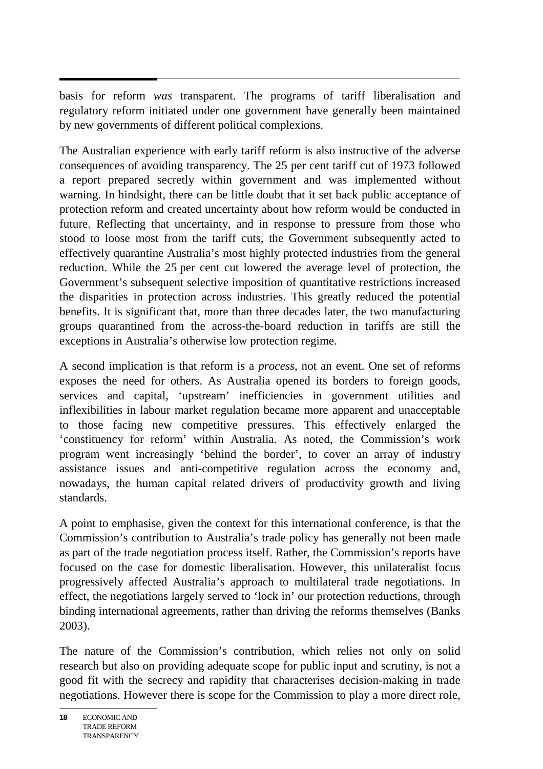basis for reform *was* transparent. The programs of tariff liberalisation and regulatory reform initiated under one government have generally been maintained by new governments of different political complexions.

The Australian experience with early tariff reform is also instructive of the adverse consequences of avoiding transparency. The 25 per cent tariff cut of 1973 followed a report prepared secretly within government and was implemented without warning. In hindsight, there can be little doubt that it set back public acceptance of protection reform and created uncertainty about how reform would be conducted in future. Reflecting that uncertainty, and in response to pressure from those who stood to loose most from the tariff cuts, the Government subsequently acted to effectively quarantine Australia's most highly protected industries from the general reduction. While the 25 per cent cut lowered the average level of protection, the Government's subsequent selective imposition of quantitative restrictions increased the disparities in protection across industries. This greatly reduced the potential benefits. It is significant that, more than three decades later, the two manufacturing groups quarantined from the across-the-board reduction in tariffs are still the exceptions in Australia's otherwise low protection regime.

A second implication is that reform is a *process*, not an event. One set of reforms exposes the need for others. As Australia opened its borders to foreign goods, services and capital, 'upstream' inefficiencies in government utilities and inflexibilities in labour market regulation became more apparent and unacceptable to those facing new competitive pressures. This effectively enlarged the 'constituency for reform' within Australia. As noted, the Commission's work program went increasingly 'behind the border', to cover an array of industry assistance issues and anti-competitive regulation across the economy and, nowadays, the human capital related drivers of productivity growth and living standards.

A point to emphasise, given the context for this international conference, is that the Commission's contribution to Australia's trade policy has generally not been made as part of the trade negotiation process itself. Rather, the Commission's reports have focused on the case for domestic liberalisation. However, this unilateralist focus progressively affected Australia's approach to multilateral trade negotiations. In effect, the negotiations largely served to 'lock in' our protection reductions, through binding international agreements, rather than driving the reforms themselves (Banks 2003).

The nature of the Commission's contribution, which relies not only on solid research but also on providing adequate scope for public input and scrutiny, is not a good fit with the secrecy and rapidity that characterises decision-making in trade negotiations. However there is scope for the Commission to play a more direct role,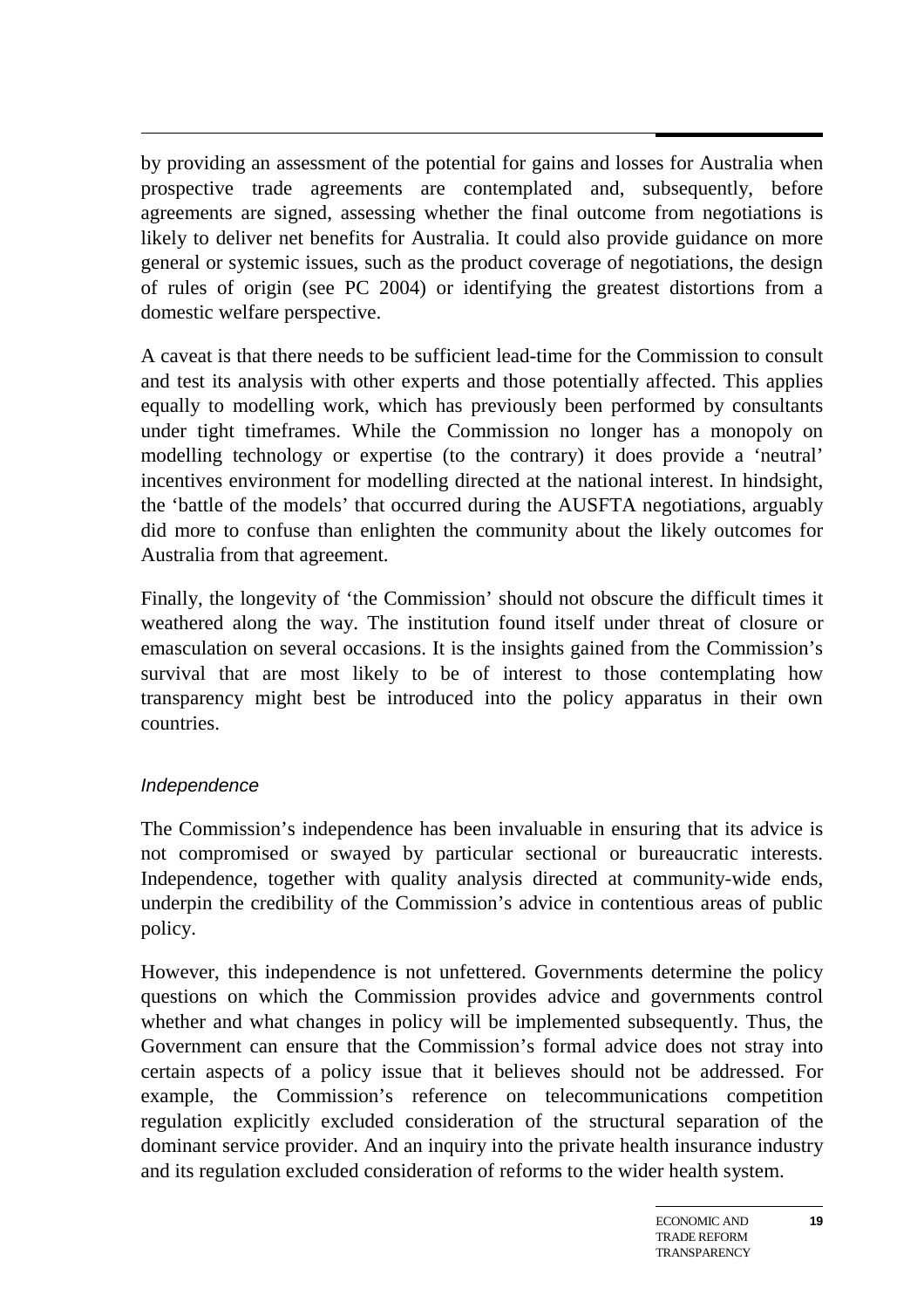by providing an assessment of the potential for gains and losses for Australia when prospective trade agreements are contemplated and, subsequently, before agreements are signed, assessing whether the final outcome from negotiations is likely to deliver net benefits for Australia. It could also provide guidance on more general or systemic issues, such as the product coverage of negotiations, the design of rules of origin (see PC 2004) or identifying the greatest distortions from a domestic welfare perspective.

A caveat is that there needs to be sufficient lead-time for the Commission to consult and test its analysis with other experts and those potentially affected. This applies equally to modelling work, which has previously been performed by consultants under tight timeframes. While the Commission no longer has a monopoly on modelling technology or expertise (to the contrary) it does provide a 'neutral' incentives environment for modelling directed at the national interest. In hindsight, the 'battle of the models' that occurred during the AUSFTA negotiations, arguably did more to confuse than enlighten the community about the likely outcomes for Australia from that agreement.

Finally, the longevity of 'the Commission' should not obscure the difficult times it weathered along the way. The institution found itself under threat of closure or emasculation on several occasions. It is the insights gained from the Commission's survival that are most likely to be of interest to those contemplating how transparency might best be introduced into the policy apparatus in their own countries.

#### *Independence*

The Commission's independence has been invaluable in ensuring that its advice is not compromised or swayed by particular sectional or bureaucratic interests. Independence, together with quality analysis directed at community-wide ends, underpin the credibility of the Commission's advice in contentious areas of public policy.

However, this independence is not unfettered. Governments determine the policy questions on which the Commission provides advice and governments control whether and what changes in policy will be implemented subsequently. Thus, the Government can ensure that the Commission's formal advice does not stray into certain aspects of a policy issue that it believes should not be addressed. For example, the Commission's reference on telecommunications competition regulation explicitly excluded consideration of the structural separation of the dominant service provider. And an inquiry into the private health insurance industry and its regulation excluded consideration of reforms to the wider health system.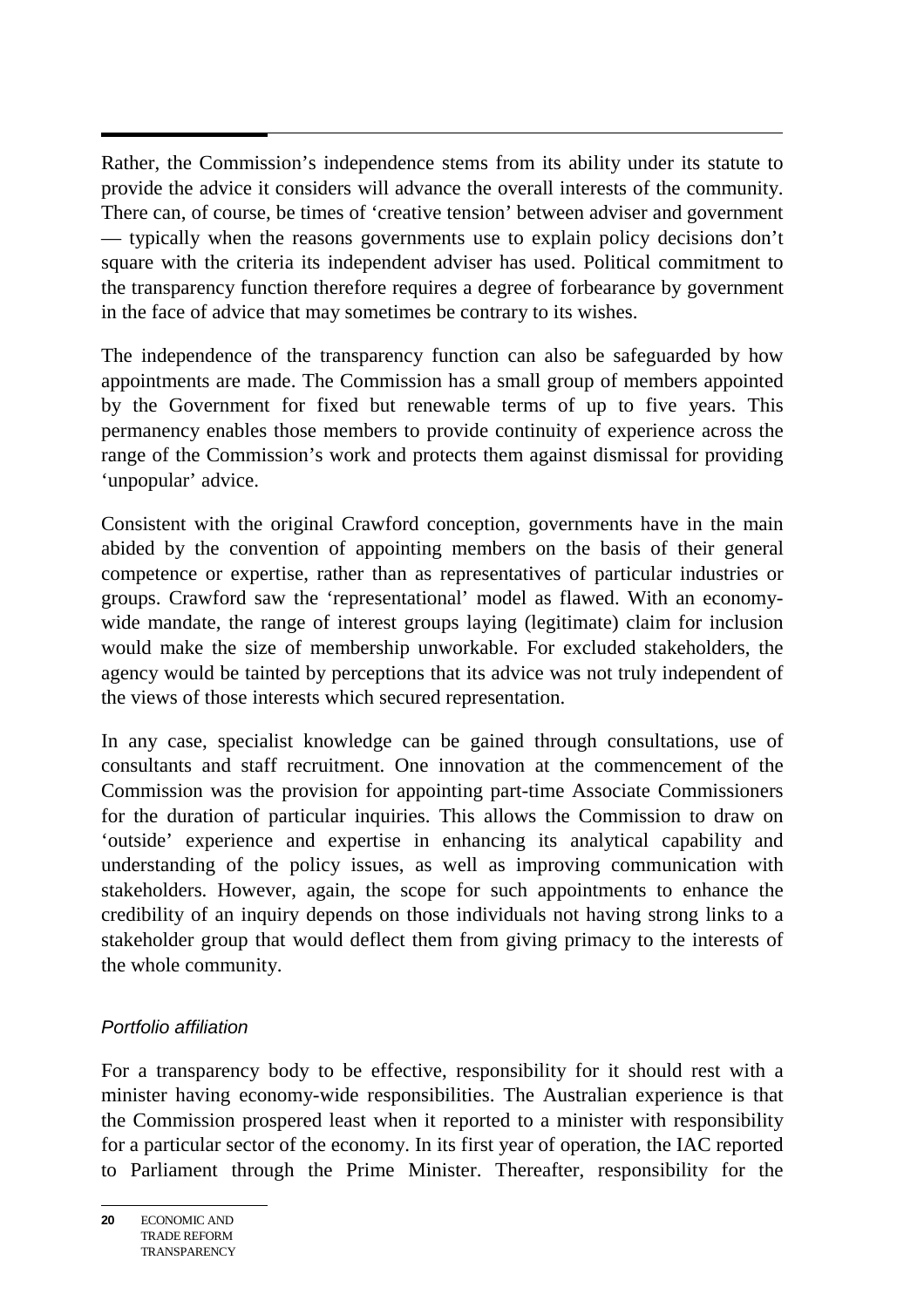Rather, the Commission's independence stems from its ability under its statute to provide the advice it considers will advance the overall interests of the community. There can, of course, be times of 'creative tension' between adviser and government — typically when the reasons governments use to explain policy decisions don't square with the criteria its independent adviser has used. Political commitment to the transparency function therefore requires a degree of forbearance by government in the face of advice that may sometimes be contrary to its wishes.

The independence of the transparency function can also be safeguarded by how appointments are made. The Commission has a small group of members appointed by the Government for fixed but renewable terms of up to five years. This permanency enables those members to provide continuity of experience across the range of the Commission's work and protects them against dismissal for providing 'unpopular' advice.

Consistent with the original Crawford conception, governments have in the main abided by the convention of appointing members on the basis of their general competence or expertise, rather than as representatives of particular industries or groups. Crawford saw the 'representational' model as flawed. With an economy-wide mandate, the range of interest groups laying (legitimate) claim for inclusion would make the size of membership unworkable. For excluded stakeholders, the agency would be tainted by perceptions that its advice was not truly independent of the views of those interests which secured representation.

In any case, specialist knowledge can be gained through consultations, use of consultants and staff recruitment. One innovation at the commencement of the Commission was the provision for appointing part-time Associate Commissioners for the duration of particular inquiries. This allows the Commission to draw on 'outside' experience and expertise in enhancing its analytical capability and understanding of the policy issues, as well as improving communication with stakeholders. However, again, the scope for such appointments to enhance the credibility of an inquiry depends on those individuals not having strong links to a stakeholder group that would deflect them from giving primacy to the interests of the whole community.

### *Portfolio affiliation*

For a transparency body to be effective, responsibility for it should rest with a minister having economy-wide responsibilities. The Australian experience is that the Commission prospered least when it reported to a minister with responsibility for a particular sector of the economy. In its first year of operation, the IAC reported to Parliament through the Prime Minister. Thereafter, responsibility for the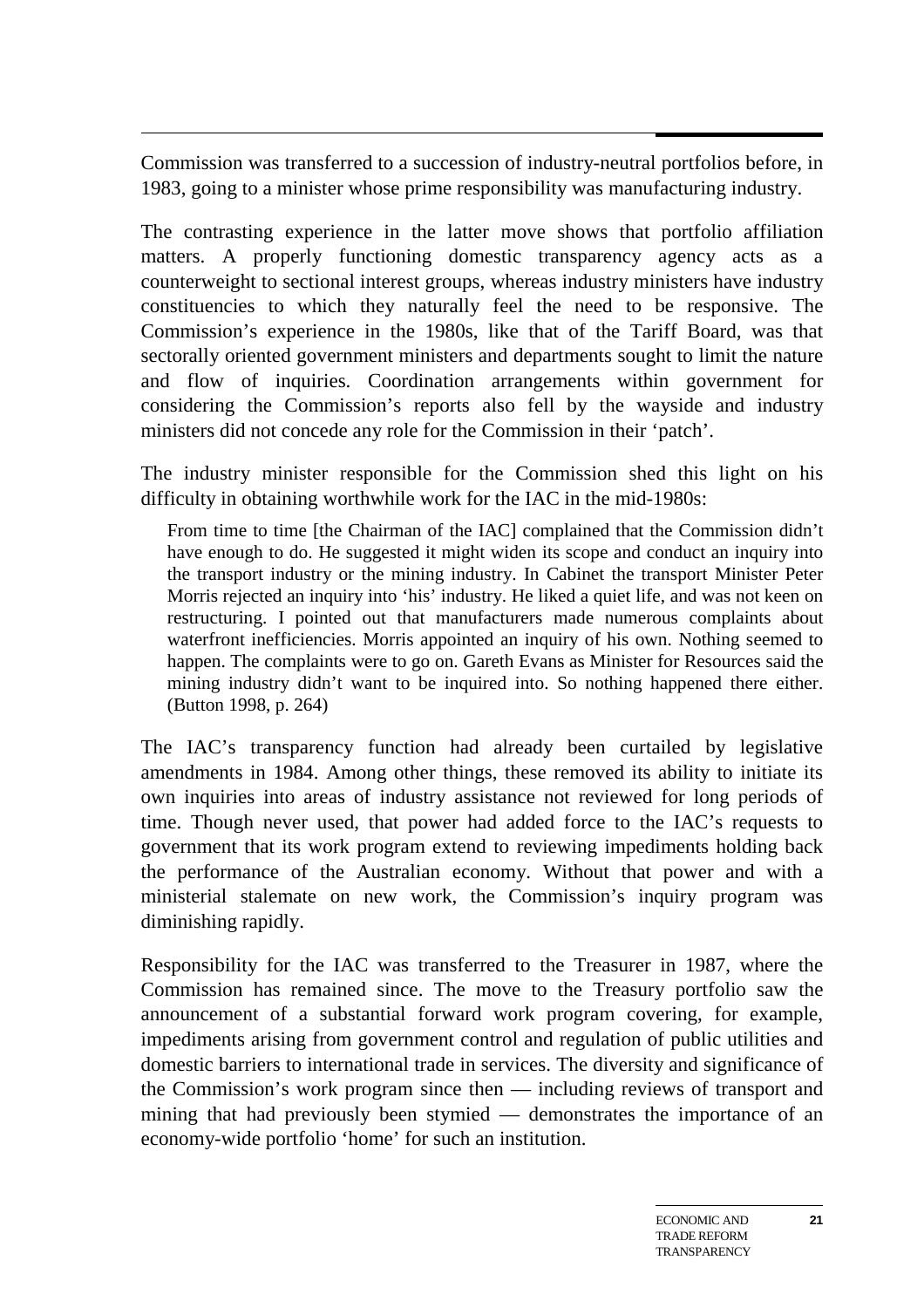Commission was transferred to a succession of industry-neutral portfolios before, in 1983, going to a minister whose prime responsibility was manufacturing industry.

The contrasting experience in the latter move shows that portfolio affiliation matters. A properly functioning domestic transparency agency acts as a counterweight to sectional interest groups, whereas industry ministers have industry constituencies to which they naturally feel the need to be responsive. The Commission's experience in the 1980s, like that of the Tariff Board, was that sectorally oriented government ministers and departments sought to limit the nature and flow of inquiries. Coordination arrangements within government for considering the Commission's reports also fell by the wayside and industry ministers did not concede any role for the Commission in their 'patch'.

The industry minister responsible for the Commission shed this light on his difficulty in obtaining worthwhile work for the IAC in the mid-1980s:

> From time to time [the Chairman of the IAC] complained that the Commission didn't have enough to do. He suggested it might widen its scope and conduct an inquiry into the transport industry or the mining industry. In Cabinet the transport Minister Peter Morris rejected an inquiry into 'his' industry. He liked a quiet life, and was not keen on restructuring. I pointed out that manufacturers made numerous complaints about waterfront inefficiencies. Morris appointed an inquiry of his own. Nothing seemed to happen. The complaints were to go on. Gareth Evans as Minister for Resources said the mining industry didn't want to be inquired into. So nothing happened there either. (Button 1998, p. 264)

The IAC's transparency function had already been curtailed by legislative amendments in 1984. Among other things, these removed its ability to initiate its own inquiries into areas of industry assistance not reviewed for long periods of time. Though never used, that power had added force to the IAC's requests to government that its work program extend to reviewing impediments holding back the performance of the Australian economy. Without that power and with a ministerial stalemate on new work, the Commission's inquiry program was diminishing rapidly.

Responsibility for the IAC was transferred to the Treasurer in 1987, where the Commission has remained since. The move to the Treasury portfolio saw the announcement of a substantial forward work program covering, for example, impediments arising from government control and regulation of public utilities and domestic barriers to international trade in services. The diversity and significance of the Commission's work program since then — including reviews of transport and mining that had previously been stymied — demonstrates the importance of an economy-wide portfolio 'home' for such an institution.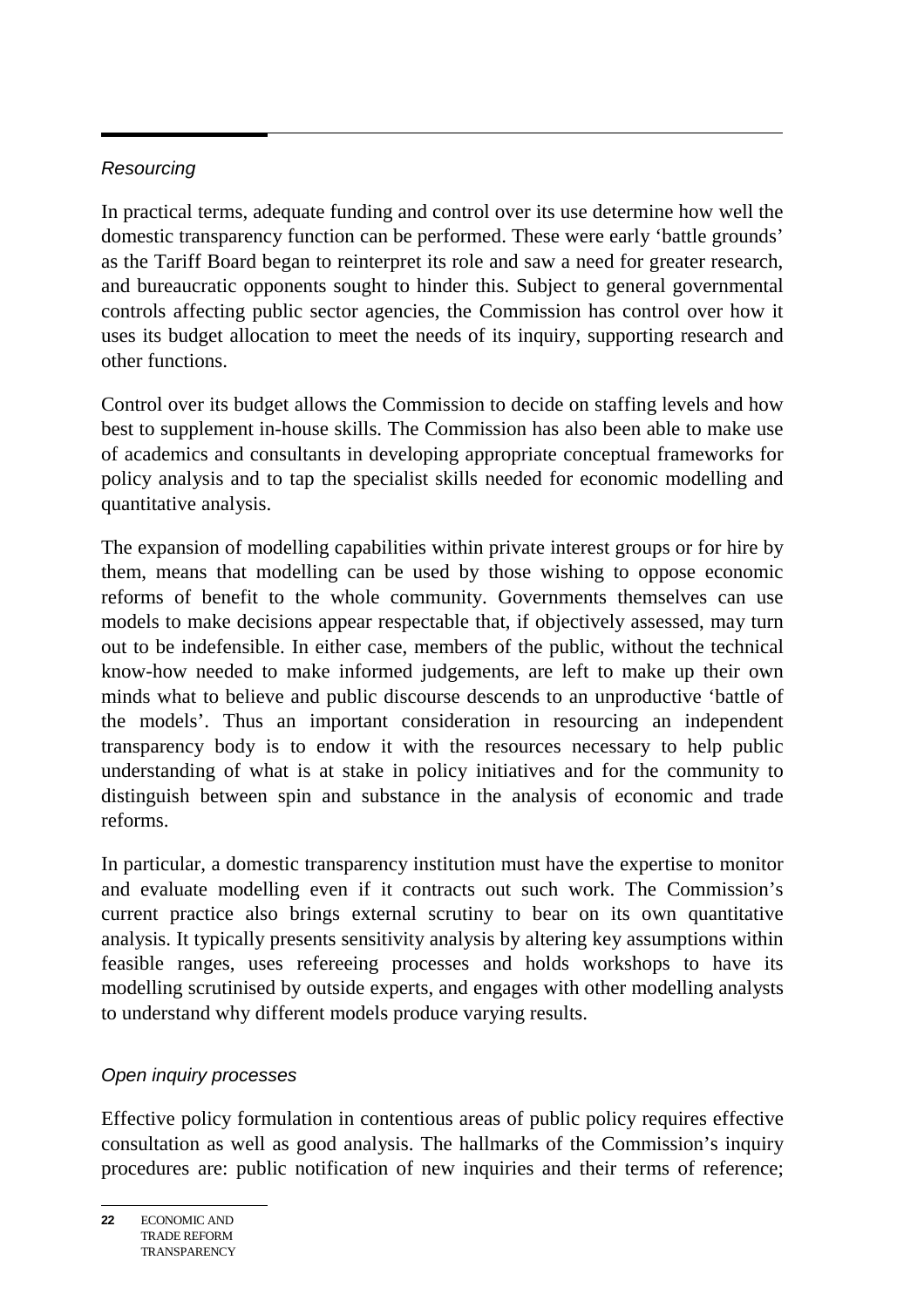*Resourcing*

In practical terms, adequate funding and control over its use determine how well the domestic transparency function can be performed. These were early 'battle grounds' as the Tariff Board began to reinterpret its role and saw a need for greater research, and bureaucratic opponents sought to hinder this. Subject to general governmental controls affecting public sector agencies, the Commission has control over how it uses its budget allocation to meet the needs of its inquiry, supporting research and other functions.

Control over its budget allows the Commission to decide on staffing levels and how best to supplement in-house skills. The Commission has also been able to make use of academics and consultants in developing appropriate conceptual frameworks for policy analysis and to tap the specialist skills needed for economic modelling and quantitative analysis.

The expansion of modelling capabilities within private interest groups or for hire by them, means that modelling can be used by those wishing to oppose economic reforms of benefit to the whole community. Governments themselves can use models to make decisions appear respectable that, if objectively assessed, may turn out to be indefensible. In either case, members of the public, without the technical know-how needed to make informed judgements, are left to make up their own minds what to believe and public discourse descends to an unproductive 'battle of the models'. Thus an important consideration in resourcing an independent transparency body is to endow it with the resources necessary to help public understanding of what is at stake in policy initiatives and for the community to distinguish between spin and substance in the analysis of economic and trade reforms.

In particular, a domestic transparency institution must have the expertise to monitor and evaluate modelling even if it contracts out such work. The Commission's current practice also brings external scrutiny to bear on its own quantitative analysis. It typically presents sensitivity analysis by altering key assumptions within feasible ranges, uses refereeing processes and holds workshops to have its modelling scrutinised by outside experts, and engages with other modelling analysts to understand why different models produce varying results.

*Open inquiry processes*

Effective policy formulation in contentious areas of public policy requires effective consultation as well as good analysis. The hallmarks of the Commission's inquiry procedures are: public notification of new inquiries and their terms of reference;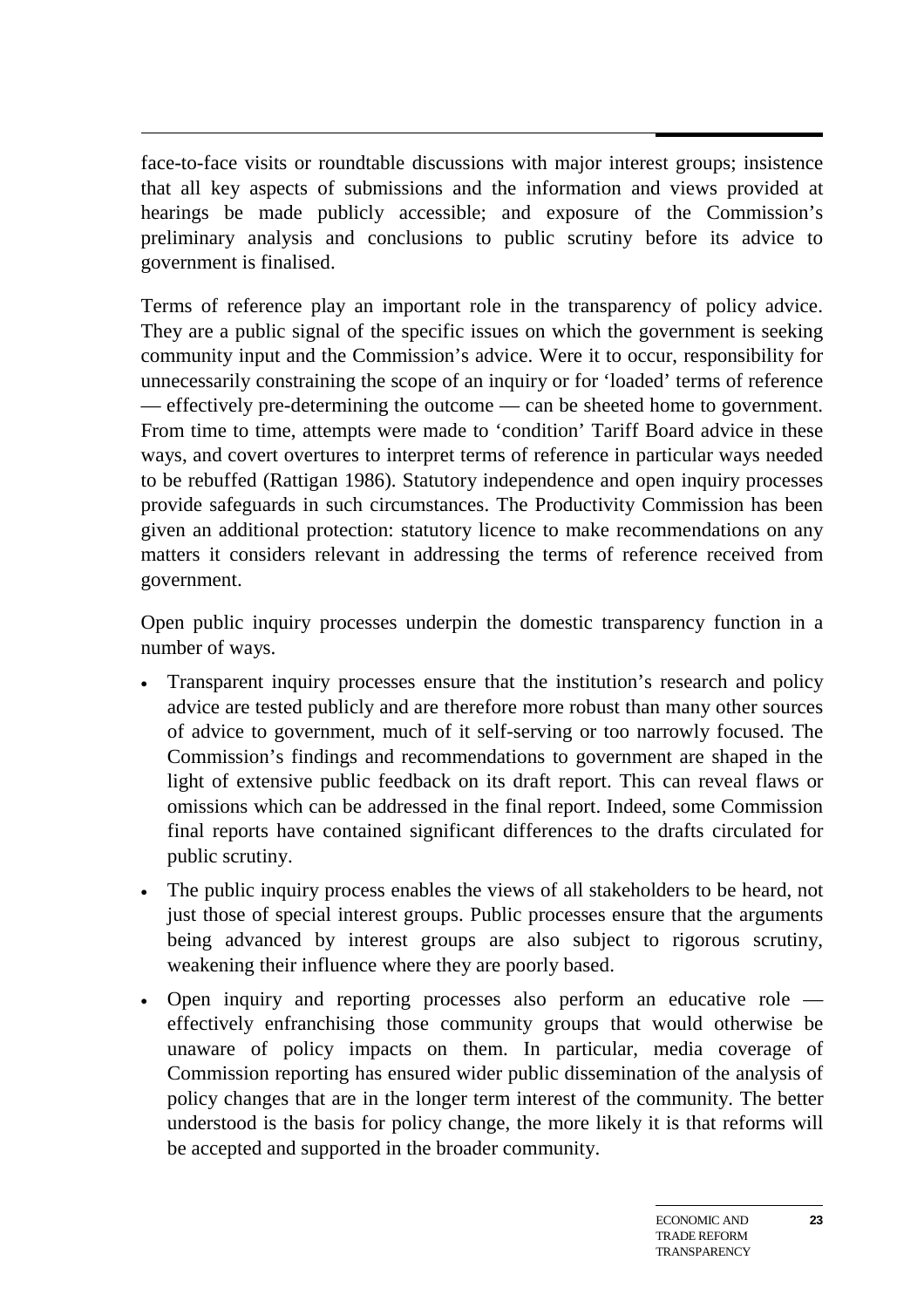face-to-face visits or roundtable discussions with major interest groups; insistence that all key aspects of submissions and the information and views provided at hearings be made publicly accessible; and exposure of the Commission's preliminary analysis and conclusions to public scrutiny before its advice to government is finalised.

Terms of reference play an important role in the transparency of policy advice. They are a public signal of the specific issues on which the government is seeking community input and the Commission's advice. Were it to occur, responsibility for unnecessarily constraining the scope of an inquiry or for 'loaded' terms of reference — effectively pre-determining the outcome — can be sheeted home to government. From time to time, attempts were made to 'condition' Tariff Board advice in these ways, and covert overtures to interpret terms of reference in particular ways needed to be rebuffed (Rattigan 1986). Statutory independence and open inquiry processes provide safeguards in such circumstances. The Productivity Commission has been given an additional protection: statutory licence to make recommendations on any matters it considers relevant in addressing the terms of reference received from government.

Open public inquiry processes underpin the domestic transparency function in a number of ways.

- Transparent inquiry processes ensure that the institution's research and policy advice are tested publicly and are therefore more robust than many other sources of advice to government, much of it self-serving or too narrowly focused. The Commission's findings and recommendations to government are shaped in the light of extensive public feedback on its draft report. This can reveal flaws or omissions which can be addressed in the final report. Indeed, some Commission final reports have contained significant differences to the drafts circulated for public scrutiny.
- The public inquiry process enables the views of all stakeholders to be heard, not just those of special interest groups. Public processes ensure that the arguments being advanced by interest groups are also subject to rigorous scrutiny, weakening their influence where they are poorly based.
- Open inquiry and reporting processes also perform an educative role — effectively enfranchising those community groups that would otherwise be unaware of policy impacts on them. In particular, media coverage of Commission reporting has ensured wider public dissemination of the analysis of policy changes that are in the longer term interest of the community. The better understood is the basis for policy change, the more likely it is that reforms will be accepted and supported in the broader community.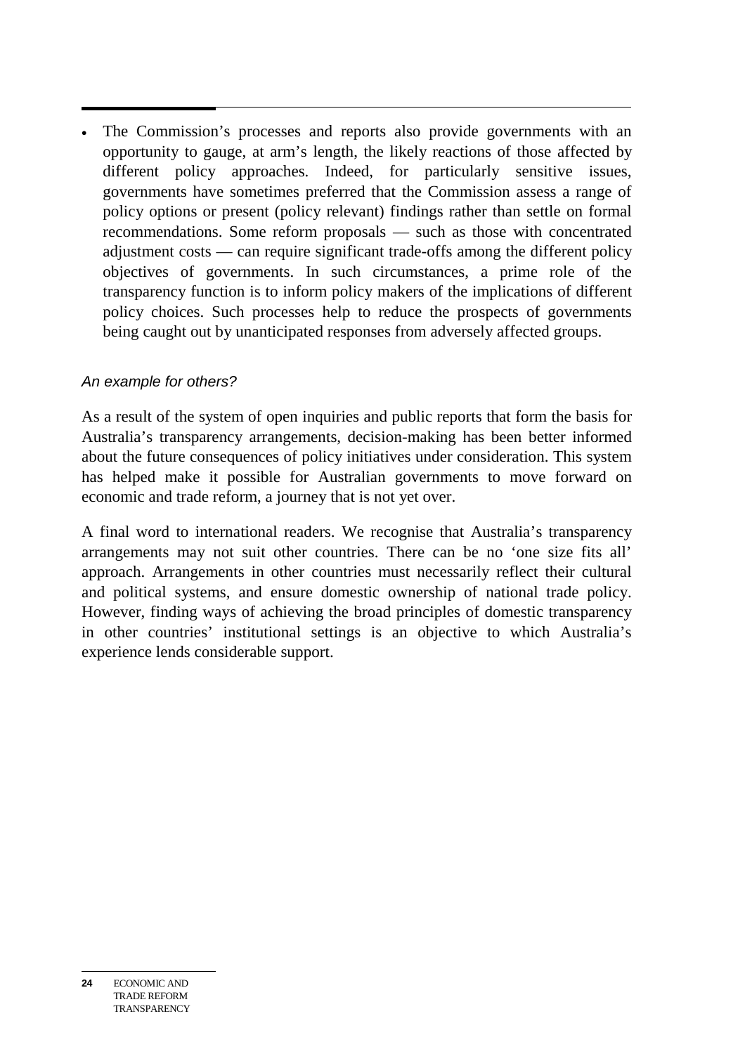- The Commission's processes and reports also provide governments with an opportunity to gauge, at arm's length, the likely reactions of those affected by different policy approaches. Indeed, for particularly sensitive issues, governments have sometimes preferred that the Commission assess a range of policy options or present (policy relevant) findings rather than settle on formal recommendations. Some reform proposals — such as those with concentrated adjustment costs — can require significant trade-offs among the different policy objectives of governments. In such circumstances, a prime role of the transparency function is to inform policy makers of the implications of different policy choices. Such processes help to reduce the prospects of governments being caught out by unanticipated responses from adversely affected groups.

*An example for others?*

As a result of the system of open inquiries and public reports that form the basis for Australia's transparency arrangements, decision-making has been better informed about the future consequences of policy initiatives under consideration. This system has helped make it possible for Australian governments to move forward on economic and trade reform, a journey that is not yet over.

A final word to international readers. We recognise that Australia's transparency arrangements may not suit other countries. There can be no 'one size fits all' approach. Arrangements in other countries must necessarily reflect their cultural and political systems, and ensure domestic ownership of national trade policy. However, finding ways of achieving the broad principles of domestic transparency in other countries' institutional settings is an objective to which Australia's experience lends considerable support.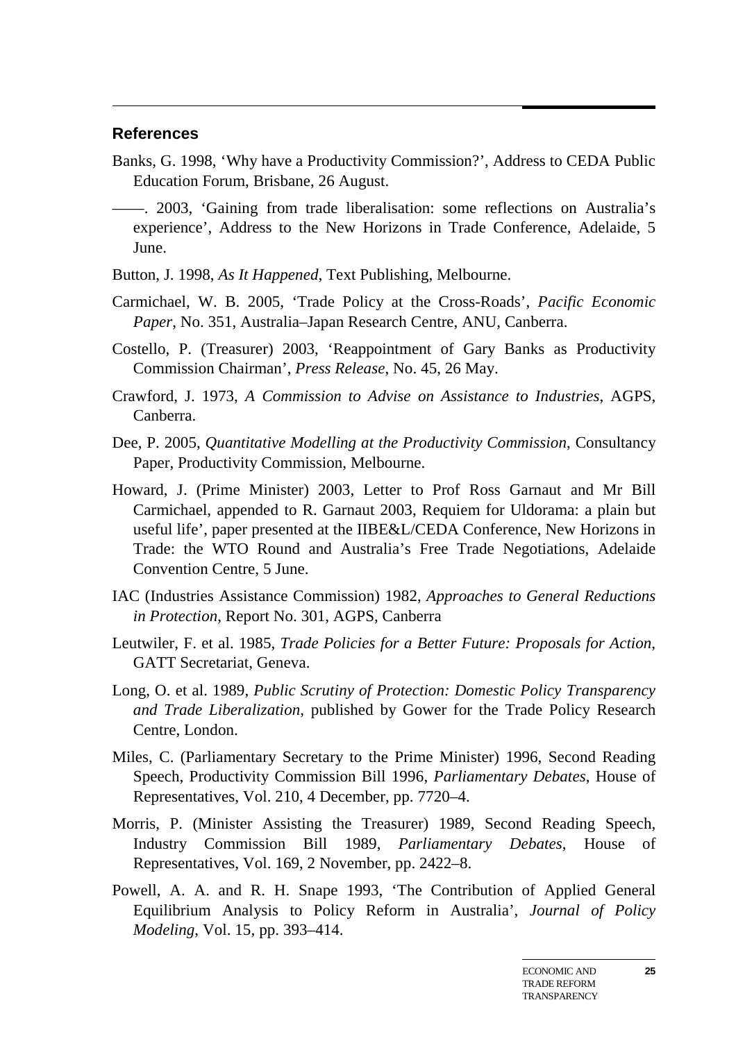## References

Banks, G. 1998, 'Why have a Productivity Commission?', Address to CEDA Public Education Forum, Brisbane, 26 August.

——. 2003, 'Gaining from trade liberalisation: some reflections on Australia's experience', Address to the New Horizons in Trade Conference, Adelaide, 5 June.

Button, J. 1998, *As It Happened*, Text Publishing, Melbourne.

Carmichael, W. B. 2005, 'Trade Policy at the Cross-Roads', *Pacific Economic Paper*, No. 351, Australia–Japan Research Centre, ANU, Canberra.

Costello, P. (Treasurer) 2003, 'Reappointment of Gary Banks as Productivity Commission Chairman', *Press Release*, No. 45, 26 May.

Crawford, J. 1973, *A Commission to Advise on Assistance to Industries*, AGPS, Canberra.

Dee, P. 2005, *Quantitative Modelling at the Productivity Commission*, Consultancy Paper, Productivity Commission, Melbourne.

Howard, J. (Prime Minister) 2003, Letter to Prof Ross Garnaut and Mr Bill Carmichael, appended to R. Garnaut 2003, Requiem for Uldorama: a plain but useful life', paper presented at the IIBE&L/CEDA Conference, New Horizons in Trade: the WTO Round and Australia's Free Trade Negotiations, Adelaide Convention Centre, 5 June.

IAC (Industries Assistance Commission) 1982, *Approaches to General Reductions in Protection*, Report No. 301, AGPS, Canberra

Leutwiler, F. et al. 1985, *Trade Policies for a Better Future: Proposals for Action*, GATT Secretariat, Geneva.

Long, O. et al. 1989, *Public Scrutiny of Protection: Domestic Policy Transparency and Trade Liberalization*, published by Gower for the Trade Policy Research Centre, London.

Miles, C. (Parliamentary Secretary to the Prime Minister) 1996, Second Reading Speech, Productivity Commission Bill 1996, *Parliamentary Debates*, House of Representatives, Vol. 210, 4 December, pp. 7720–4.

Morris, P. (Minister Assisting the Treasurer) 1989, Second Reading Speech, Industry Commission Bill 1989, *Parliamentary Debates*, House of Representatives, Vol. 169, 2 November, pp. 2422–8.

Powell, A. A. and R. H. Snape 1993, 'The Contribution of Applied General Equilibrium Analysis to Policy Reform in Australia', *Journal of Policy Modeling*, Vol. 15, pp. 393–414.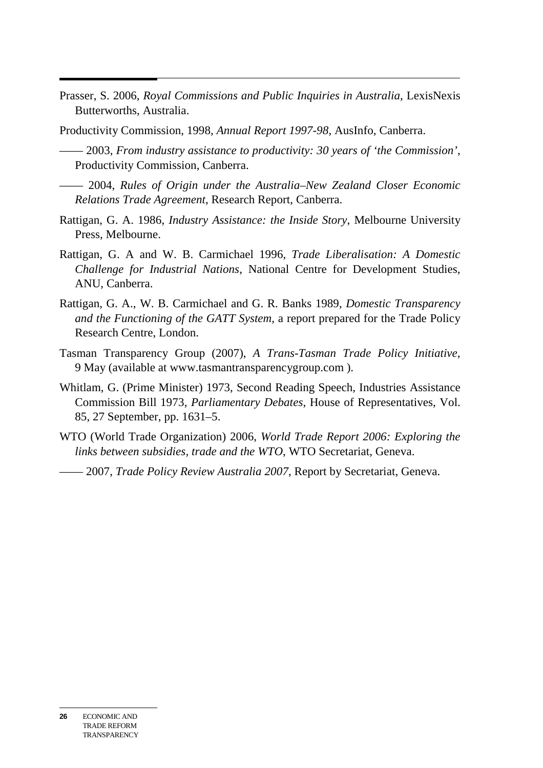Prasser, S. 2006, *Royal Commissions and Public Inquiries in Australia*, LexisNexis Butterworths, Australia.

Productivity Commission, 1998, *Annual Report 1997-98*, AusInfo, Canberra.

—— 2003, *From industry assistance to productivity: 30 years of 'the Commission'*, Productivity Commission, Canberra.

—— 2004, *Rules of Origin under the Australia–New Zealand Closer Economic Relations Trade Agreement*, Research Report, Canberra.

Rattigan, G. A. 1986, *Industry Assistance: the Inside Story*, Melbourne University Press, Melbourne.

Rattigan, G. A and W. B. Carmichael 1996, *Trade Liberalisation: A Domestic Challenge for Industrial Nations*, National Centre for Development Studies, ANU, Canberra.

Rattigan, G. A., W. B. Carmichael and G. R. Banks 1989, *Domestic Transparency and the Functioning of the GATT System*, a report prepared for the Trade Policy Research Centre, London.

Tasman Transparency Group (2007), *A Trans-Tasman Trade Policy Initiative*, 9 May (available at www.tasmantransparencygroup.com ).

Whitlam, G. (Prime Minister) 1973, Second Reading Speech, Industries Assistance Commission Bill 1973, *Parliamentary Debates*, House of Representatives, Vol. 85, 27 September, pp. 1631–5.

WTO (World Trade Organization) 2006, *World Trade Report 2006: Exploring the links between subsidies, trade and the WTO*, WTO Secretariat, Geneva.

—— 2007, *Trade Policy Review Australia 2007*, Report by Secretariat, Geneva.